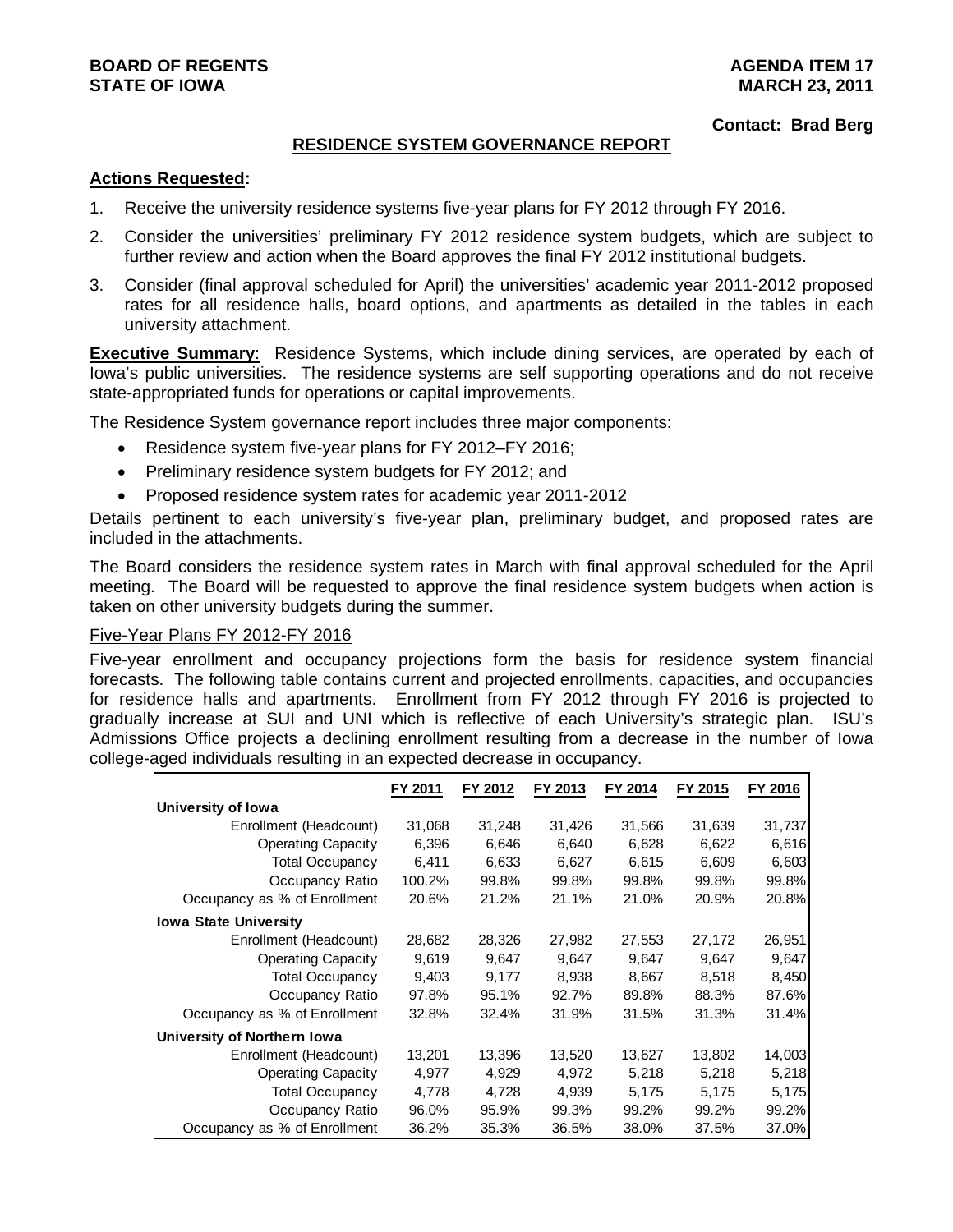**BOARD OF REGENTS**
**STATE OF IOWA**

**AGENDA ITEM 17**
**MARCH 23, 2011**

**Contact: Brad Berg**

## RESIDENCE SYSTEM GOVERNANCE REPORT

**Actions Requested:**

1. Receive the university residence systems five-year plans for FY 2012 through FY 2016.
2. Consider the universities' preliminary FY 2012 residence system budgets, which are subject to further review and action when the Board approves the final FY 2012 institutional budgets.
3. Consider (final approval scheduled for April) the universities' academic year 2011-2012 proposed rates for all residence halls, board options, and apartments as detailed in the tables in each university attachment.

**Executive Summary**: Residence Systems, which include dining services, are operated by each of Iowa's public universities. The residence systems are self supporting operations and do not receive state-appropriated funds for operations or capital improvements.

The Residence System governance report includes three major components:

- Residence system five-year plans for FY 2012–FY 2016;
- Preliminary residence system budgets for FY 2012; and
- Proposed residence system rates for academic year 2011-2012

Details pertinent to each university's five-year plan, preliminary budget, and proposed rates are included in the attachments.

The Board considers the residence system rates in March with final approval scheduled for the April meeting. The Board will be requested to approve the final residence system budgets when action is taken on other university budgets during the summer.

### Five-Year Plans FY 2012-FY 2016

Five-year enrollment and occupancy projections form the basis for residence system financial forecasts. The following table contains current and projected enrollments, capacities, and occupancies for residence halls and apartments. Enrollment from FY 2012 through FY 2016 is projected to gradually increase at SUI and UNI which is reflective of each University's strategic plan. ISU's Admissions Office projects a declining enrollment resulting from a decrease in the number of Iowa college-aged individuals resulting in an expected decrease in occupancy.

| | FY 2011 | FY 2012 | FY 2013 | FY 2014 | FY 2015 | FY 2016 |
|---|---|---|---|---|---|---|
| **University of Iowa** | | | | | | |
| Enrollment (Headcount) | 31,068 | 31,248 | 31,426 | 31,566 | 31,639 | 31,737 |
| Operating Capacity | 6,396 | 6,646 | 6,640 | 6,628 | 6,622 | 6,616 |
| Total Occupancy | 6,411 | 6,633 | 6,627 | 6,615 | 6,609 | 6,603 |
| Occupancy Ratio | 100.2% | 99.8% | 99.8% | 99.8% | 99.8% | 99.8% |
| Occupancy as % of Enrollment | 20.6% | 21.2% | 21.1% | 21.0% | 20.9% | 20.8% |
| **Iowa State University** | | | | | | |
| Enrollment (Headcount) | 28,682 | 28,326 | 27,982 | 27,553 | 27,172 | 26,951 |
| Operating Capacity | 9,619 | 9,647 | 9,647 | 9,647 | 9,647 | 9,647 |
| Total Occupancy | 9,403 | 9,177 | 8,938 | 8,667 | 8,518 | 8,450 |
| Occupancy Ratio | 97.8% | 95.1% | 92.7% | 89.8% | 88.3% | 87.6% |
| Occupancy as % of Enrollment | 32.8% | 32.4% | 31.9% | 31.5% | 31.3% | 31.4% |
| **University of Northern Iowa** | | | | | | |
| Enrollment (Headcount) | 13,201 | 13,396 | 13,520 | 13,627 | 13,802 | 14,003 |
| Operating Capacity | 4,977 | 4,929 | 4,972 | 5,218 | 5,218 | 5,218 |
| Total Occupancy | 4,778 | 4,728 | 4,939 | 5,175 | 5,175 | 5,175 |
| Occupancy Ratio | 96.0% | 95.9% | 99.3% | 99.2% | 99.2% | 99.2% |
| Occupancy as % of Enrollment | 36.2% | 35.3% | 36.5% | 38.0% | 37.5% | 37.0% |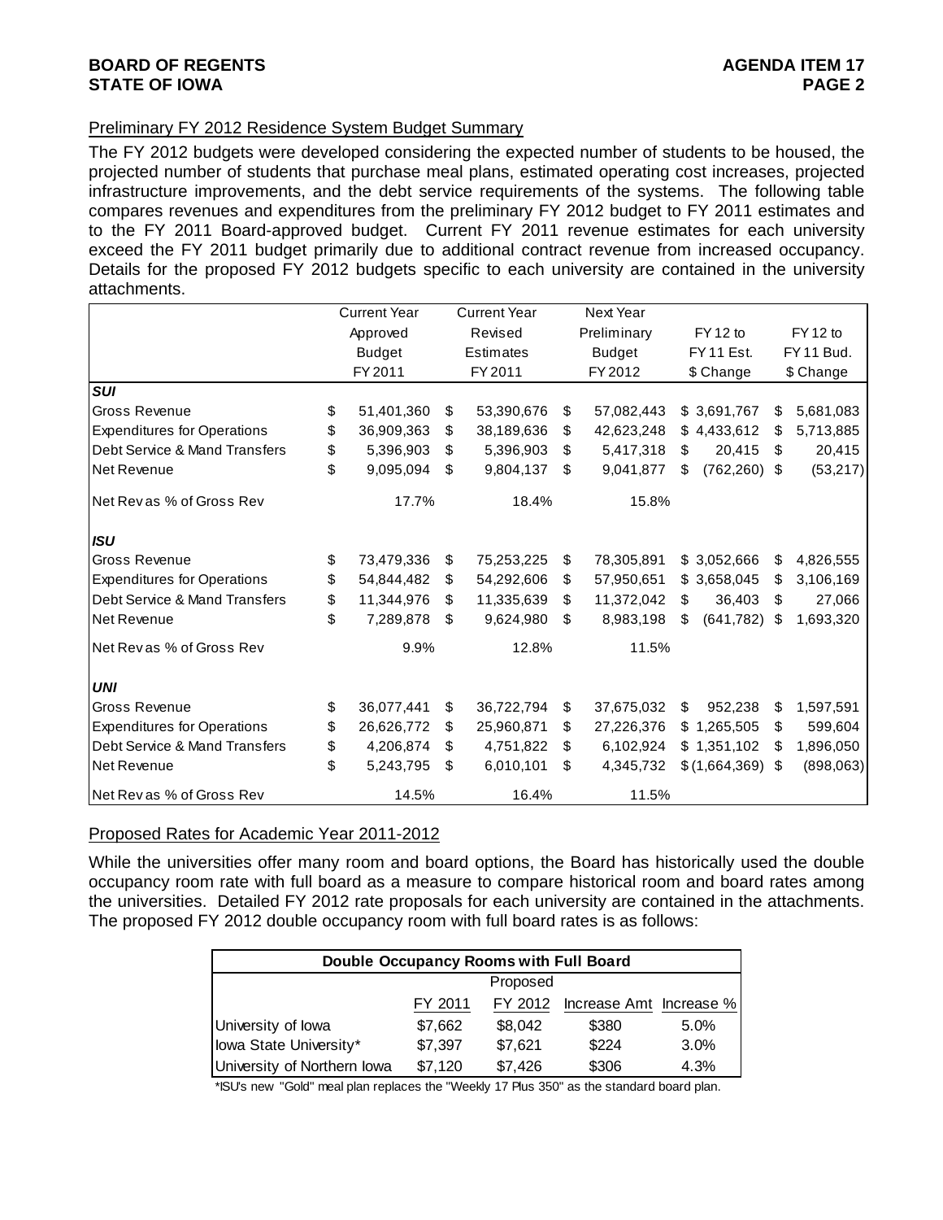## Preliminary FY 2012 Residence System Budget Summary

The FY 2012 budgets were developed considering the expected number of students to be housed, the projected number of students that purchase meal plans, estimated operating cost increases, projected infrastructure improvements, and the debt service requirements of the systems. The following table compares revenues and expenditures from the preliminary FY 2012 budget to FY 2011 estimates and to the FY 2011 Board-approved budget. Current FY 2011 revenue estimates for each university exceed the FY 2011 budget primarily due to additional contract revenue from increased occupancy. Details for the proposed FY 2012 budgets specific to each university are contained in the university attachments.

| | Current Year Approved Budget FY 2011 | Current Year Revised Estimates FY 2011 | Next Year Preliminary Budget FY 2012 | FY 12 to FY 11 Est. $ Change | FY 12 to FY 11 Bud. $ Change |
|---|---|---|---|---|---|
| ***SUI*** | | | | | |
| Gross Revenue | $ 51,401,360 | $ 53,390,676 | $ 57,082,443 | $ 3,691,767 | $ 5,681,083 |
| Expenditures for Operations | $ 36,909,363 | $ 38,189,636 | $ 42,623,248 | $ 4,433,612 | $ 5,713,885 |
| Debt Service & Mand Transfers | $ 5,396,903 | $ 5,396,903 | $ 5,417,318 | $ 20,415 | $ 20,415 |
| Net Revenue | $ 9,095,094 | $ 9,804,137 | $ 9,041,877 | $ (762,260) | $ (53,217) |
| Net Rev as % of Gross Rev | 17.7% | 18.4% | 15.8% | | |
| ***ISU*** | | | | | |
| Gross Revenue | $ 73,479,336 | $ 75,253,225 | $ 78,305,891 | $ 3,052,666 | $ 4,826,555 |
| Expenditures for Operations | $ 54,844,482 | $ 54,292,606 | $ 57,950,651 | $ 3,658,045 | $ 3,106,169 |
| Debt Service & Mand Transfers | $ 11,344,976 | $ 11,335,639 | $ 11,372,042 | $ 36,403 | $ 27,066 |
| Net Revenue | $ 7,289,878 | $ 9,624,980 | $ 8,983,198 | $ (641,782) | $ 1,693,320 |
| Net Rev as % of Gross Rev | 9.9% | 12.8% | 11.5% | | |
| ***UNI*** | | | | | |
| Gross Revenue | $ 36,077,441 | $ 36,722,794 | $ 37,675,032 | $ 952,238 | $ 1,597,591 |
| Expenditures for Operations | $ 26,626,772 | $ 25,960,871 | $ 27,226,376 | $ 1,265,505 | $ 599,604 |
| Debt Service & Mand Transfers | $ 4,206,874 | $ 4,751,822 | $ 6,102,924 | $ 1,351,102 | $ 1,896,050 |
| Net Revenue | $ 5,243,795 | $ 6,010,101 | $ 4,345,732 | $ (1,664,369) | $ (898,063) |
| Net Rev as % of Gross Rev | 14.5% | 16.4% | 11.5% | | |

## Proposed Rates for Academic Year 2011-2012

While the universities offer many room and board options, the Board has historically used the double occupancy room rate with full board as a measure to compare historical room and board rates among the universities. Detailed FY 2012 rate proposals for each university are contained in the attachments. The proposed FY 2012 double occupancy room with full board rates is as follows:

| Double Occupancy Rooms with Full Board | | | | |
|---|---|---|---|---|
| | | Proposed | | |
| | FY 2011 | FY 2012 | Increase Amt | Increase % |
| University of Iowa | $7,662 | $8,042 | $380 | 5.0% |
| Iowa State University* | $7,397 | $7,621 | $224 | 3.0% |
| University of Northern Iowa | $7,120 | $7,426 | $306 | 4.3% |

*ISU's new "Gold" meal plan replaces the "Weekly 17 Plus 350" as the standard board plan.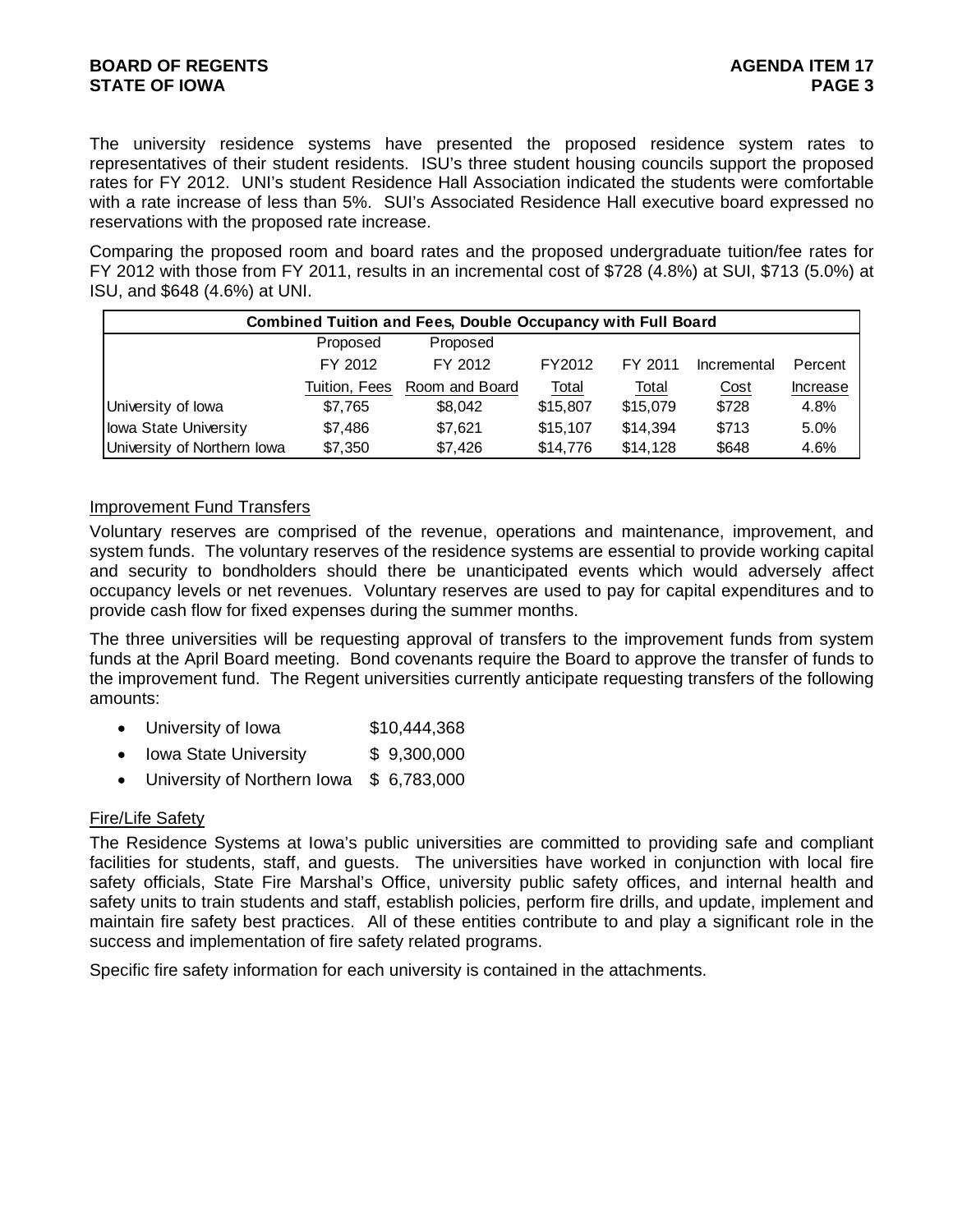The university residence systems have presented the proposed residence system rates to representatives of their student residents. ISU's three student housing councils support the proposed rates for FY 2012. UNI's student Residence Hall Association indicated the students were comfortable with a rate increase of less than 5%. SUI's Associated Residence Hall executive board expressed no reservations with the proposed rate increase.

Comparing the proposed room and board rates and the proposed undergraduate tuition/fee rates for FY 2012 with those from FY 2011, results in an incremental cost of $728 (4.8%) at SUI, $713 (5.0%) at ISU, and $648 (4.6%) at UNI.

| Combined Tuition and Fees, Double Occupancy with Full Board | | | | | | |
|---|---|---|---|---|---|---|
| | Proposed FY 2012 Tuition, Fees | Proposed FY 2012 Room and Board | FY2012 Total | FY 2011 Total | Incremental Cost | Percent Increase |
| University of Iowa | $7,765 | $8,042 | $15,807 | $15,079 | $728 | 4.8% |
| Iowa State University | $7,486 | $7,621 | $15,107 | $14,394 | $713 | 5.0% |
| University of Northern Iowa | $7,350 | $7,426 | $14,776 | $14,128 | $648 | 4.6% |

## Improvement Fund Transfers

Voluntary reserves are comprised of the revenue, operations and maintenance, improvement, and system funds. The voluntary reserves of the residence systems are essential to provide working capital and security to bondholders should there be unanticipated events which would adversely affect occupancy levels or net revenues. Voluntary reserves are used to pay for capital expenditures and to provide cash flow for fixed expenses during the summer months.

The three universities will be requesting approval of transfers to the improvement funds from system funds at the April Board meeting. Bond covenants require the Board to approve the transfer of funds to the improvement fund. The Regent universities currently anticipate requesting transfers of the following amounts:

- University of Iowa $10,444,368
- Iowa State University $ 9,300,000
- University of Northern Iowa $ 6,783,000

## Fire/Life Safety

The Residence Systems at Iowa's public universities are committed to providing safe and compliant facilities for students, staff, and guests. The universities have worked in conjunction with local fire safety officials, State Fire Marshal's Office, university public safety offices, and internal health and safety units to train students and staff, establish policies, perform fire drills, and update, implement and maintain fire safety best practices. All of these entities contribute to and play a significant role in the success and implementation of fire safety related programs.

Specific fire safety information for each university is contained in the attachments.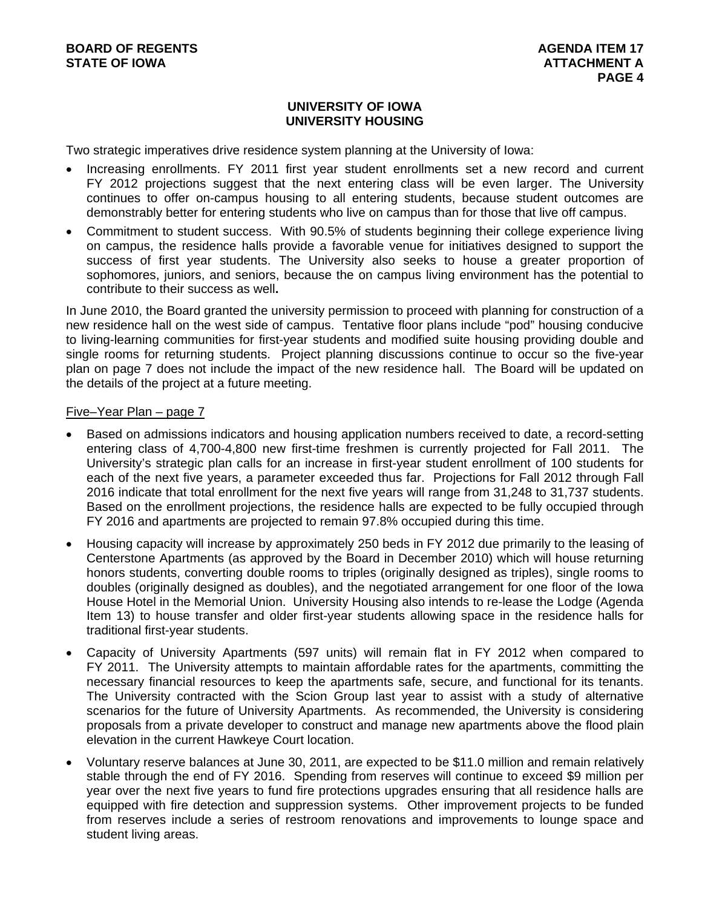## UNIVERSITY OF IOWA
## UNIVERSITY HOUSING

Two strategic imperatives drive residence system planning at the University of Iowa:

- Increasing enrollments. FY 2011 first year student enrollments set a new record and current FY 2012 projections suggest that the next entering class will be even larger. The University continues to offer on-campus housing to all entering students, because student outcomes are demonstrably better for entering students who live on campus than for those that live off campus.
- Commitment to student success. With 90.5% of students beginning their college experience living on campus, the residence halls provide a favorable venue for initiatives designed to support the success of first year students. The University also seeks to house a greater proportion of sophomores, juniors, and seniors, because the on campus living environment has the potential to contribute to their success as well**.**

In June 2010, the Board granted the university permission to proceed with planning for construction of a new residence hall on the west side of campus. Tentative floor plans include "pod" housing conducive to living-learning communities for first-year students and modified suite housing providing double and single rooms for returning students. Project planning discussions continue to occur so the five-year plan on page 7 does not include the impact of the new residence hall. The Board will be updated on the details of the project at a future meeting.

<u>Five–Year Plan – page 7</u>

- Based on admissions indicators and housing application numbers received to date, a record-setting entering class of 4,700-4,800 new first-time freshmen is currently projected for Fall 2011. The University's strategic plan calls for an increase in first-year student enrollment of 100 students for each of the next five years, a parameter exceeded thus far. Projections for Fall 2012 through Fall 2016 indicate that total enrollment for the next five years will range from 31,248 to 31,737 students. Based on the enrollment projections, the residence halls are expected to be fully occupied through FY 2016 and apartments are projected to remain 97.8% occupied during this time.
- Housing capacity will increase by approximately 250 beds in FY 2012 due primarily to the leasing of Centerstone Apartments (as approved by the Board in December 2010) which will house returning honors students, converting double rooms to triples (originally designed as triples), single rooms to doubles (originally designed as doubles), and the negotiated arrangement for one floor of the Iowa House Hotel in the Memorial Union. University Housing also intends to re-lease the Lodge (Agenda Item 13) to house transfer and older first-year students allowing space in the residence halls for traditional first-year students.
- Capacity of University Apartments (597 units) will remain flat in FY 2012 when compared to FY 2011. The University attempts to maintain affordable rates for the apartments, committing the necessary financial resources to keep the apartments safe, secure, and functional for its tenants. The University contracted with the Scion Group last year to assist with a study of alternative scenarios for the future of University Apartments. As recommended, the University is considering proposals from a private developer to construct and manage new apartments above the flood plain elevation in the current Hawkeye Court location.
- Voluntary reserve balances at June 30, 2011, are expected to be $11.0 million and remain relatively stable through the end of FY 2016. Spending from reserves will continue to exceed $9 million per year over the next five years to fund fire protections upgrades ensuring that all residence halls are equipped with fire detection and suppression systems. Other improvement projects to be funded from reserves include a series of restroom renovations and improvements to lounge space and student living areas.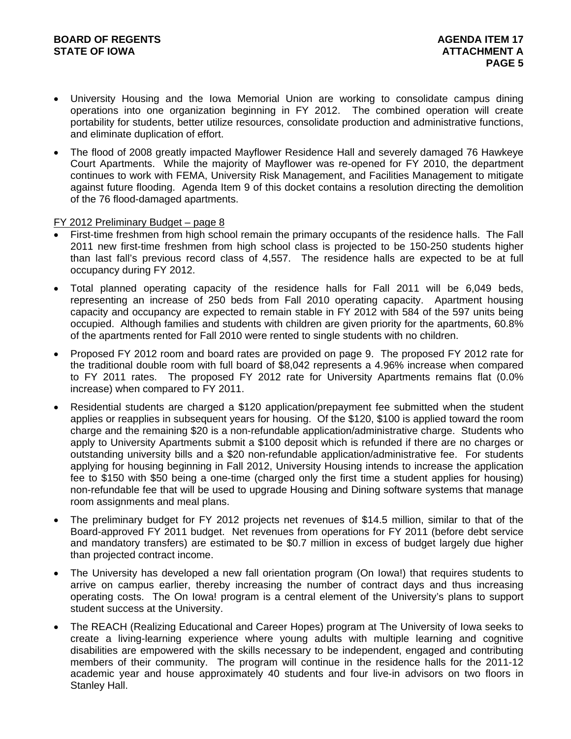- University Housing and the Iowa Memorial Union are working to consolidate campus dining operations into one organization beginning in FY 2012. The combined operation will create portability for students, better utilize resources, consolidate production and administrative functions, and eliminate duplication of effort.
- The flood of 2008 greatly impacted Mayflower Residence Hall and severely damaged 76 Hawkeye Court Apartments. While the majority of Mayflower was re-opened for FY 2010, the department continues to work with FEMA, University Risk Management, and Facilities Management to mitigate against future flooding. Agenda Item 9 of this docket contains a resolution directing the demolition of the 76 flood-damaged apartments.

<u>FY 2012 Preliminary Budget – page 8</u>

- First-time freshmen from high school remain the primary occupants of the residence halls. The Fall 2011 new first-time freshmen from high school class is projected to be 150-250 students higher than last fall's previous record class of 4,557. The residence halls are expected to be at full occupancy during FY 2012.
- Total planned operating capacity of the residence halls for Fall 2011 will be 6,049 beds, representing an increase of 250 beds from Fall 2010 operating capacity. Apartment housing capacity and occupancy are expected to remain stable in FY 2012 with 584 of the 597 units being occupied. Although families and students with children are given priority for the apartments, 60.8% of the apartments rented for Fall 2010 were rented to single students with no children.
- Proposed FY 2012 room and board rates are provided on page 9. The proposed FY 2012 rate for the traditional double room with full board of $8,042 represents a 4.96% increase when compared to FY 2011 rates. The proposed FY 2012 rate for University Apartments remains flat (0.0% increase) when compared to FY 2011.
- Residential students are charged a $120 application/prepayment fee submitted when the student applies or reapplies in subsequent years for housing. Of the $120, $100 is applied toward the room charge and the remaining $20 is a non-refundable application/administrative charge. Students who apply to University Apartments submit a $100 deposit which is refunded if there are no charges or outstanding university bills and a $20 non-refundable application/administrative fee. For students applying for housing beginning in Fall 2012, University Housing intends to increase the application fee to $150 with $50 being a one-time (charged only the first time a student applies for housing) non-refundable fee that will be used to upgrade Housing and Dining software systems that manage room assignments and meal plans.
- The preliminary budget for FY 2012 projects net revenues of $14.5 million, similar to that of the Board-approved FY 2011 budget. Net revenues from operations for FY 2011 (before debt service and mandatory transfers) are estimated to be $0.7 million in excess of budget largely due higher than projected contract income.
- The University has developed a new fall orientation program (On Iowa!) that requires students to arrive on campus earlier, thereby increasing the number of contract days and thus increasing operating costs. The On Iowa! program is a central element of the University's plans to support student success at the University.
- The REACH (Realizing Educational and Career Hopes) program at The University of Iowa seeks to create a living-learning experience where young adults with multiple learning and cognitive disabilities are empowered with the skills necessary to be independent, engaged and contributing members of their community. The program will continue in the residence halls for the 2011-12 academic year and house approximately 40 students and four live-in advisors on two floors in Stanley Hall.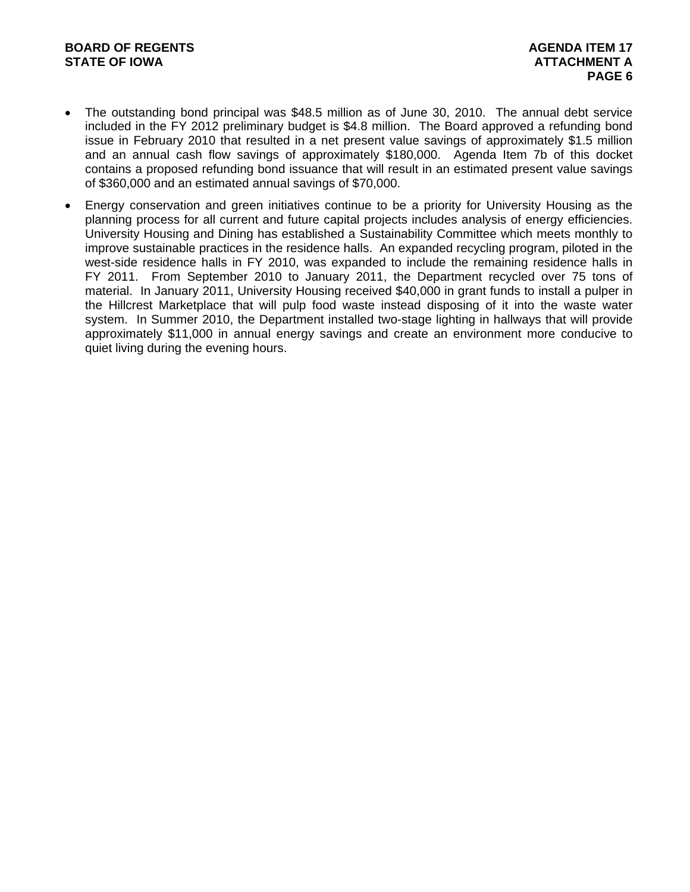- The outstanding bond principal was $48.5 million as of June 30, 2010. The annual debt service included in the FY 2012 preliminary budget is $4.8 million. The Board approved a refunding bond issue in February 2010 that resulted in a net present value savings of approximately $1.5 million and an annual cash flow savings of approximately $180,000. Agenda Item 7b of this docket contains a proposed refunding bond issuance that will result in an estimated present value savings of $360,000 and an estimated annual savings of $70,000.

- Energy conservation and green initiatives continue to be a priority for University Housing as the planning process for all current and future capital projects includes analysis of energy efficiencies. University Housing and Dining has established a Sustainability Committee which meets monthly to improve sustainable practices in the residence halls. An expanded recycling program, piloted in the west-side residence halls in FY 2010, was expanded to include the remaining residence halls in FY 2011. From September 2010 to January 2011, the Department recycled over 75 tons of material. In January 2011, University Housing received $40,000 in grant funds to install a pulper in the Hillcrest Marketplace that will pulp food waste instead disposing of it into the waste water system. In Summer 2010, the Department installed two-stage lighting in hallways that will provide approximately $11,000 in annual energy savings and create an environment more conducive to quiet living during the evening hours.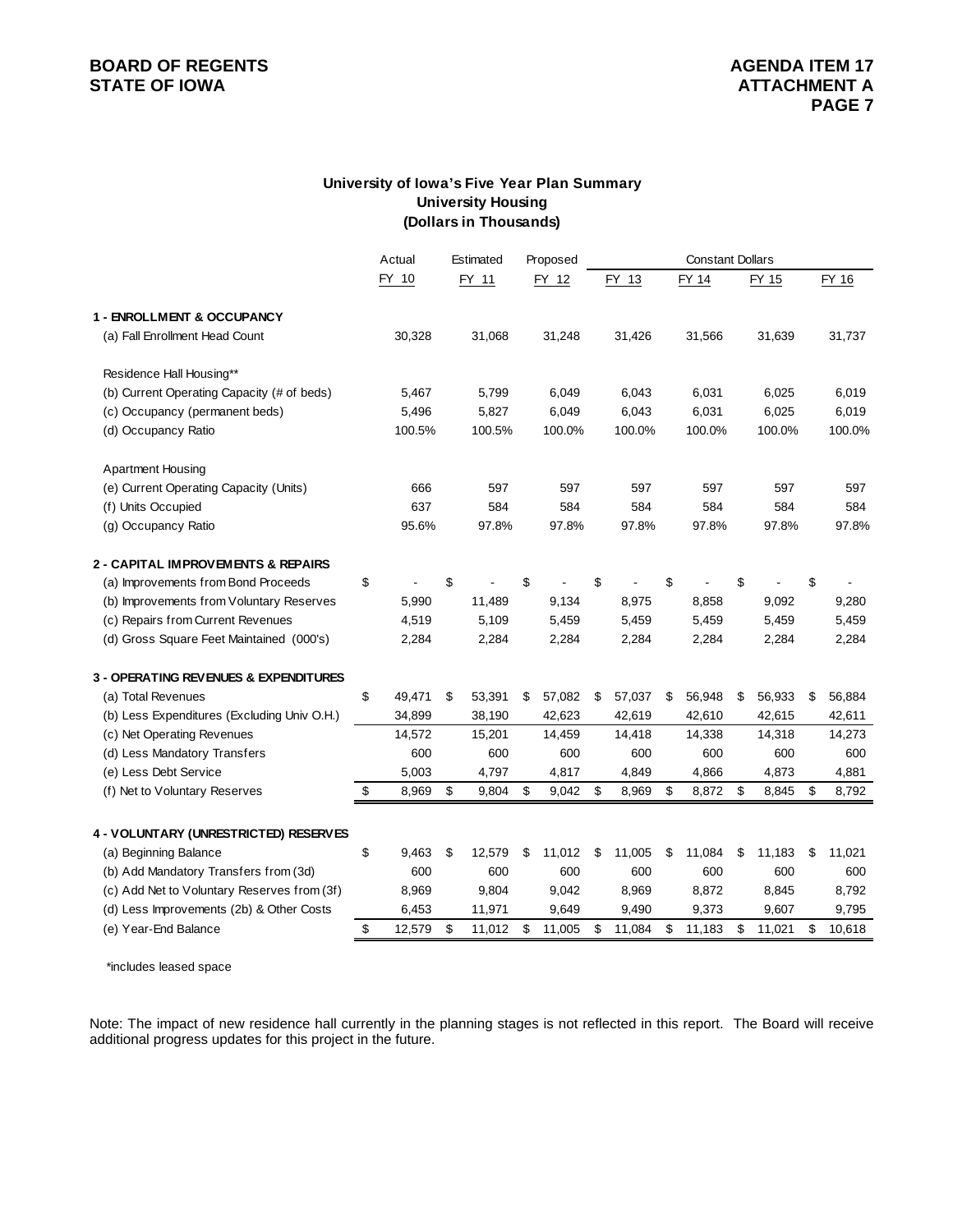## University of Iowa's Five Year Plan Summary
## University Housing
## (Dollars in Thousands)

| | Actual | Estimated | Proposed | Constant Dollars | | | |
|---|---|---|---|---|---|---|---|
| | FY 10 | FY 11 | FY 12 | FY 13 | FY 14 | FY 15 | FY 16 |
| **1 - ENROLLMENT & OCCUPANCY** | | | | | | | |
| (a) Fall Enrollment Head Count | 30,328 | 31,068 | 31,248 | 31,426 | 31,566 | 31,639 | 31,737 |
| Residence Hall Housing** | | | | | | | |
| (b) Current Operating Capacity (# of beds) | 5,467 | 5,799 | 6,049 | 6,043 | 6,031 | 6,025 | 6,019 |
| (c) Occupancy (permanent beds) | 5,496 | 5,827 | 6,049 | 6,043 | 6,031 | 6,025 | 6,019 |
| (d) Occupancy Ratio | 100.5% | 100.5% | 100.0% | 100.0% | 100.0% | 100.0% | 100.0% |
| Apartment Housing | | | | | | | |
| (e) Current Operating Capacity (Units) | 666 | 597 | 597 | 597 | 597 | 597 | 597 |
| (f) Units Occupied | 637 | 584 | 584 | 584 | 584 | 584 | 584 |
| (g) Occupancy Ratio | 95.6% | 97.8% | 97.8% | 97.8% | 97.8% | 97.8% | 97.8% |
| **2 - CAPITAL IMPROVEMENTS & REPAIRS** | | | | | | | |
| (a) Improvements from Bond Proceeds | $ - | $ - | $ - | $ - | $ - | $ - | $ - |
| (b) Improvements from Voluntary Reserves | 5,990 | 11,489 | 9,134 | 8,975 | 8,858 | 9,092 | 9,280 |
| (c) Repairs from Current Revenues | 4,519 | 5,109 | 5,459 | 5,459 | 5,459 | 5,459 | 5,459 |
| (d) Gross Square Feet Maintained (000's) | 2,284 | 2,284 | 2,284 | 2,284 | 2,284 | 2,284 | 2,284 |
| **3 - OPERATING REVENUES & EXPENDITURES** | | | | | | | |
| (a) Total Revenues | $ 49,471 | $ 53,391 | $ 57,082 | $ 57,037 | $ 56,948 | $ 56,933 | $ 56,884 |
| (b) Less Expenditures (Excluding Univ O.H.) | 34,899 | 38,190 | 42,623 | 42,619 | 42,610 | 42,615 | 42,611 |
| (c) Net Operating Revenues | 14,572 | 15,201 | 14,459 | 14,418 | 14,338 | 14,318 | 14,273 |
| (d) Less Mandatory Transfers | 600 | 600 | 600 | 600 | 600 | 600 | 600 |
| (e) Less Debt Service | 5,003 | 4,797 | 4,817 | 4,849 | 4,866 | 4,873 | 4,881 |
| (f) Net to Voluntary Reserves | $ 8,969 | $ 9,804 | $ 9,042 | $ 8,969 | $ 8,872 | $ 8,845 | $ 8,792 |
| **4 - VOLUNTARY (UNRESTRICTED) RESERVES** | | | | | | | |
| (a) Beginning Balance | $ 9,463 | $ 12,579 | $ 11,012 | $ 11,005 | $ 11,084 | $ 11,183 | $ 11,021 |
| (b) Add Mandatory Transfers from (3d) | 600 | 600 | 600 | 600 | 600 | 600 | 600 |
| (c) Add Net to Voluntary Reserves from (3f) | 8,969 | 9,804 | 9,042 | 8,969 | 8,872 | 8,845 | 8,792 |
| (d) Less Improvements (2b) & Other Costs | 6,453 | 11,971 | 9,649 | 9,490 | 9,373 | 9,607 | 9,795 |
| (e) Year-End Balance | $ 12,579 | $ 11,012 | $ 11,005 | $ 11,084 | $ 11,183 | $ 11,021 | $ 10,618 |

*includes leased space

Note: The impact of new residence hall currently in the planning stages is not reflected in this report. The Board will receive additional progress updates for this project in the future.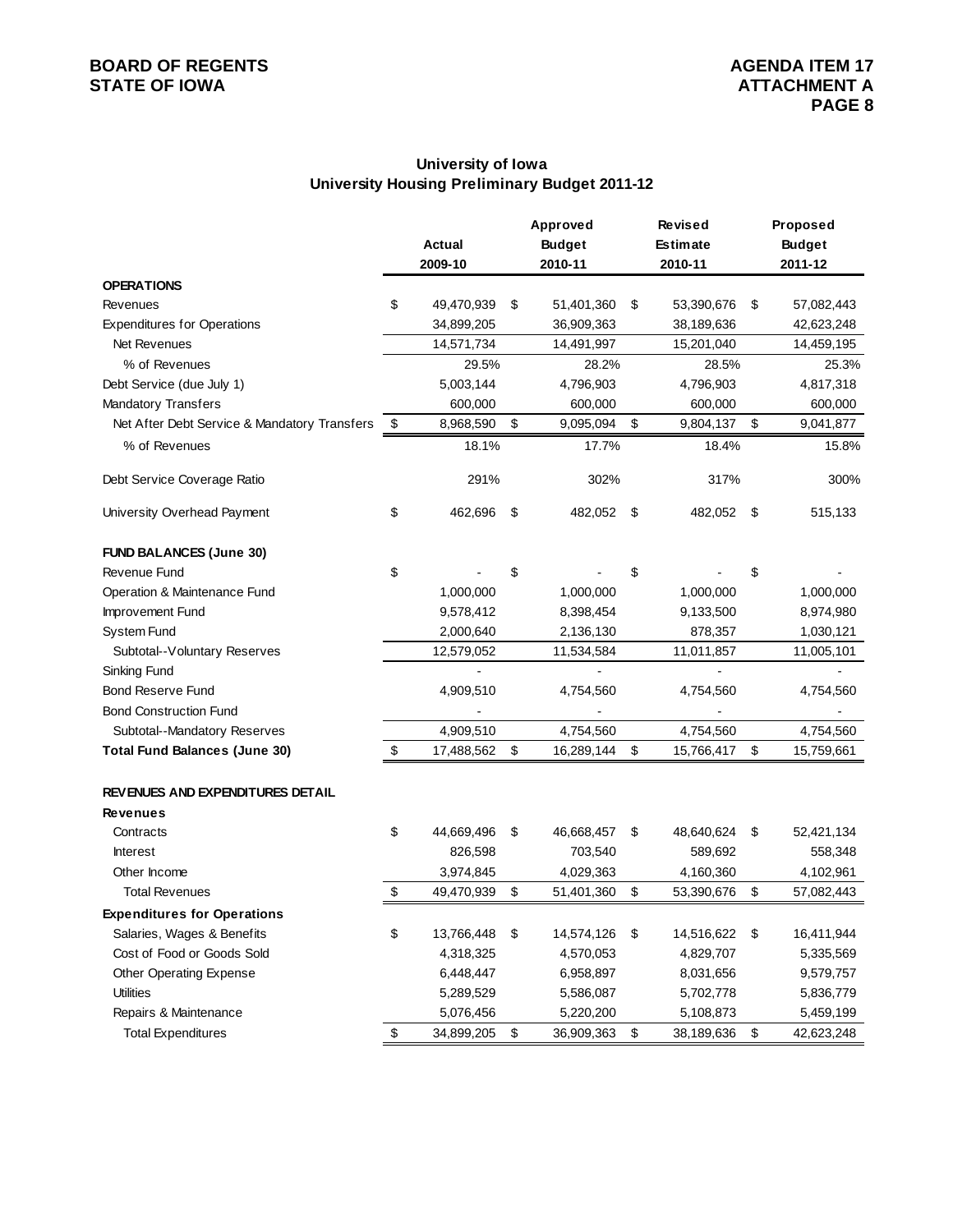## University of Iowa
## University Housing Preliminary Budget 2011-12

| | Actual 2009-10 | Approved Budget 2010-11 | Revised Estimate 2010-11 | Proposed Budget 2011-12 |
|---|---|---|---|---|
| **OPERATIONS** | | | | |
| Revenues | $ 49,470,939 | $ 51,401,360 | $ 53,390,676 | $ 57,082,443 |
| Expenditures for Operations | 34,899,205 | 36,909,363 | 38,189,636 | 42,623,248 |
| Net Revenues | 14,571,734 | 14,491,997 | 15,201,040 | 14,459,195 |
| % of Revenues | 29.5% | 28.2% | 28.5% | 25.3% |
| Debt Service (due July 1) | 5,003,144 | 4,796,903 | 4,796,903 | 4,817,318 |
| Mandatory Transfers | 600,000 | 600,000 | 600,000 | 600,000 |
| Net After Debt Service & Mandatory Transfers | $ 8,968,590 | $ 9,095,094 | $ 9,804,137 | $ 9,041,877 |
| % of Revenues | 18.1% | 17.7% | 18.4% | 15.8% |
| Debt Service Coverage Ratio | 291% | 302% | 317% | 300% |
| University Overhead Payment | $ 462,696 | $ 482,052 | $ 482,052 | $ 515,133 |
| **FUND BALANCES (June 30)** | | | | |
| Revenue Fund | $ - | $ - | $ - | $ - |
| Operation & Maintenance Fund | 1,000,000 | 1,000,000 | 1,000,000 | 1,000,000 |
| Improvement Fund | 9,578,412 | 8,398,454 | 9,133,500 | 8,974,980 |
| System Fund | 2,000,640 | 2,136,130 | 878,357 | 1,030,121 |
| Subtotal--Voluntary Reserves | 12,579,052 | 11,534,584 | 11,011,857 | 11,005,101 |
| Sinking Fund | - | - | - | - |
| Bond Reserve Fund | 4,909,510 | 4,754,560 | 4,754,560 | 4,754,560 |
| Bond Construction Fund | - | - | - | - |
| Subtotal--Mandatory Reserves | 4,909,510 | 4,754,560 | 4,754,560 | 4,754,560 |
| **Total Fund Balances (June 30)** | $ 17,488,562 | $ 16,289,144 | $ 15,766,417 | $ 15,759,661 |
| **REVENUES AND EXPENDITURES DETAIL** | | | | |
| **Revenues** | | | | |
| Contracts | $ 44,669,496 | $ 46,668,457 | $ 48,640,624 | $ 52,421,134 |
| Interest | 826,598 | 703,540 | 589,692 | 558,348 |
| Other Income | 3,974,845 | 4,029,363 | 4,160,360 | 4,102,961 |
| Total Revenues | $ 49,470,939 | $ 51,401,360 | $ 53,390,676 | $ 57,082,443 |
| **Expenditures for Operations** | | | | |
| Salaries, Wages & Benefits | $ 13,766,448 | $ 14,574,126 | $ 14,516,622 | $ 16,411,944 |
| Cost of Food or Goods Sold | 4,318,325 | 4,570,053 | 4,829,707 | 5,335,569 |
| Other Operating Expense | 6,448,447 | 6,958,897 | 8,031,656 | 9,579,757 |
| Utilities | 5,289,529 | 5,586,087 | 5,702,778 | 5,836,779 |
| Repairs & Maintenance | 5,076,456 | 5,220,200 | 5,108,873 | 5,459,199 |
| Total Expenditures | $ 34,899,205 | $ 36,909,363 | $ 38,189,636 | $ 42,623,248 |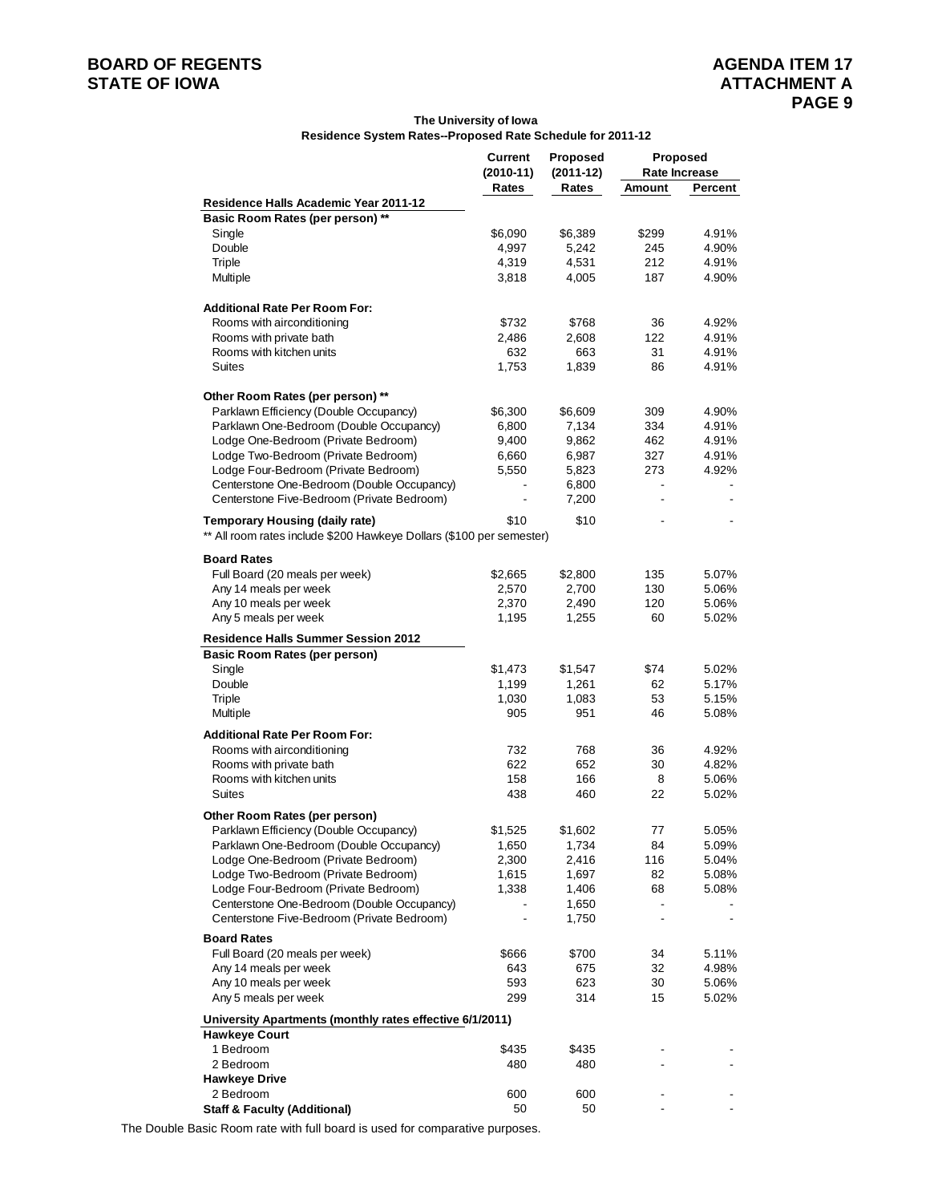**The University of Iowa**
**Residence System Rates--Proposed Rate Schedule for 2011-12**

| | Current (2010-11) Rates | Proposed (2011-12) Rates | Proposed Rate Increase | |
|---|---|---|---|---|
| | | | Amount | Percent |
| **Residence Halls Academic Year 2011-12** | | | | |
| **Basic Room Rates (per person) \*\*** | | | | |
| Single | $6,090 | $6,389 | $299 | 4.91% |
| Double | 4,997 | 5,242 | 245 | 4.90% |
| Triple | 4,319 | 4,531 | 212 | 4.91% |
| Multiple | 3,818 | 4,005 | 187 | 4.90% |
| **Additional Rate Per Room For:** | | | | |
| Rooms with airconditioning | $732 | $768 | 36 | 4.92% |
| Rooms with private bath | 2,486 | 2,608 | 122 | 4.91% |
| Rooms with kitchen units | 632 | 663 | 31 | 4.91% |
| Suites | 1,753 | 1,839 | 86 | 4.91% |
| **Other Room Rates (per person) \*\*** | | | | |
| Parklawn Efficiency (Double Occupancy) | $6,300 | $6,609 | 309 | 4.90% |
| Parklawn One-Bedroom (Double Occupancy) | 6,800 | 7,134 | 334 | 4.91% |
| Lodge One-Bedroom (Private Bedroom) | 9,400 | 9,862 | 462 | 4.91% |
| Lodge Two-Bedroom (Private Bedroom) | 6,660 | 6,987 | 327 | 4.91% |
| Lodge Four-Bedroom (Private Bedroom) | 5,550 | 5,823 | 273 | 4.92% |
| Centerstone One-Bedroom (Double Occupancy) | - | 6,800 | - | - |
| Centerstone Five-Bedroom (Private Bedroom) | - | 7,200 | - | - |
| **Temporary Housing (daily rate)** | $10 | $10 | - | - |
| \*\* All room rates include $200 Hawkeye Dollars ($100 per semester) | | | | |
| **Board Rates** | | | | |
| Full Board (20 meals per week) | $2,665 | $2,800 | 135 | 5.07% |
| Any 14 meals per week | 2,570 | 2,700 | 130 | 5.06% |
| Any 10 meals per week | 2,370 | 2,490 | 120 | 5.06% |
| Any 5 meals per week | 1,195 | 1,255 | 60 | 5.02% |
| **Residence Halls Summer Session 2012** | | | | |
| **Basic Room Rates (per person)** | | | | |
| Single | $1,473 | $1,547 | $74 | 5.02% |
| Double | 1,199 | 1,261 | 62 | 5.17% |
| Triple | 1,030 | 1,083 | 53 | 5.15% |
| Multiple | 905 | 951 | 46 | 5.08% |
| **Additional Rate Per Room For:** | | | | |
| Rooms with airconditioning | 732 | 768 | 36 | 4.92% |
| Rooms with private bath | 622 | 652 | 30 | 4.82% |
| Rooms with kitchen units | 158 | 166 | 8 | 5.06% |
| Suites | 438 | 460 | 22 | 5.02% |
| **Other Room Rates (per person)** | | | | |
| Parklawn Efficiency (Double Occupancy) | $1,525 | $1,602 | 77 | 5.05% |
| Parklawn One-Bedroom (Double Occupancy) | 1,650 | 1,734 | 84 | 5.09% |
| Lodge One-Bedroom (Private Bedroom) | 2,300 | 2,416 | 116 | 5.04% |
| Lodge Two-Bedroom (Private Bedroom) | 1,615 | 1,697 | 82 | 5.08% |
| Lodge Four-Bedroom (Private Bedroom) | 1,338 | 1,406 | 68 | 5.08% |
| Centerstone One-Bedroom (Double Occupancy) | - | 1,650 | - | - |
| Centerstone Five-Bedroom (Private Bedroom) | - | 1,750 | - | - |
| **Board Rates** | | | | |
| Full Board (20 meals per week) | $666 | $700 | 34 | 5.11% |
| Any 14 meals per week | 643 | 675 | 32 | 4.98% |
| Any 10 meals per week | 593 | 623 | 30 | 5.06% |
| Any 5 meals per week | 299 | 314 | 15 | 5.02% |
| **University Apartments (monthly rates effective 6/1/2011)** | | | | |
| **Hawkeye Court** | | | | |
| 1 Bedroom | $435 | $435 | - | - |
| 2 Bedroom | 480 | 480 | - | - |
| **Hawkeye Drive** | | | | |
| 2 Bedroom | 600 | 600 | - | - |
| **Staff & Faculty (Additional)** | 50 | 50 | - | - |

The Double Basic Room rate with full board is used for comparative purposes.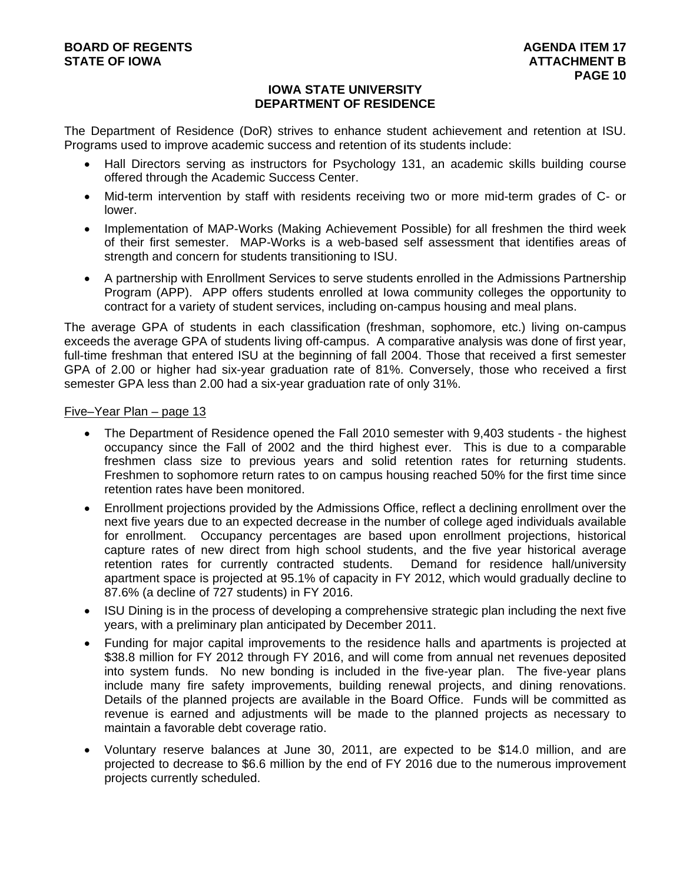## IOWA STATE UNIVERSITY
## DEPARTMENT OF RESIDENCE

The Department of Residence (DoR) strives to enhance student achievement and retention at ISU. Programs used to improve academic success and retention of its students include:

- Hall Directors serving as instructors for Psychology 131, an academic skills building course offered through the Academic Success Center.
- Mid-term intervention by staff with residents receiving two or more mid-term grades of C- or lower.
- Implementation of MAP-Works (Making Achievement Possible) for all freshmen the third week of their first semester. MAP-Works is a web-based self assessment that identifies areas of strength and concern for students transitioning to ISU.
- A partnership with Enrollment Services to serve students enrolled in the Admissions Partnership Program (APP). APP offers students enrolled at Iowa community colleges the opportunity to contract for a variety of student services, including on-campus housing and meal plans.

The average GPA of students in each classification (freshman, sophomore, etc.) living on-campus exceeds the average GPA of students living off-campus. A comparative analysis was done of first year, full-time freshman that entered ISU at the beginning of fall 2004. Those that received a first semester GPA of 2.00 or higher had six-year graduation rate of 81%. Conversely, those who received a first semester GPA less than 2.00 had a six-year graduation rate of only 31%.

<u>Five–Year Plan – page 13</u>

- The Department of Residence opened the Fall 2010 semester with 9,403 students - the highest occupancy since the Fall of 2002 and the third highest ever. This is due to a comparable freshmen class size to previous years and solid retention rates for returning students. Freshmen to sophomore return rates to on campus housing reached 50% for the first time since retention rates have been monitored.
- Enrollment projections provided by the Admissions Office, reflect a declining enrollment over the next five years due to an expected decrease in the number of college aged individuals available for enrollment. Occupancy percentages are based upon enrollment projections, historical capture rates of new direct from high school students, and the five year historical average retention rates for currently contracted students. Demand for residence hall/university apartment space is projected at 95.1% of capacity in FY 2012, which would gradually decline to 87.6% (a decline of 727 students) in FY 2016.
- ISU Dining is in the process of developing a comprehensive strategic plan including the next five years, with a preliminary plan anticipated by December 2011.
- Funding for major capital improvements to the residence halls and apartments is projected at $38.8 million for FY 2012 through FY 2016, and will come from annual net revenues deposited into system funds. No new bonding is included in the five-year plan. The five-year plans include many fire safety improvements, building renewal projects, and dining renovations. Details of the planned projects are available in the Board Office. Funds will be committed as revenue is earned and adjustments will be made to the planned projects as necessary to maintain a favorable debt coverage ratio.
- Voluntary reserve balances at June 30, 2011, are expected to be $14.0 million, and are projected to decrease to $6.6 million by the end of FY 2016 due to the numerous improvement projects currently scheduled.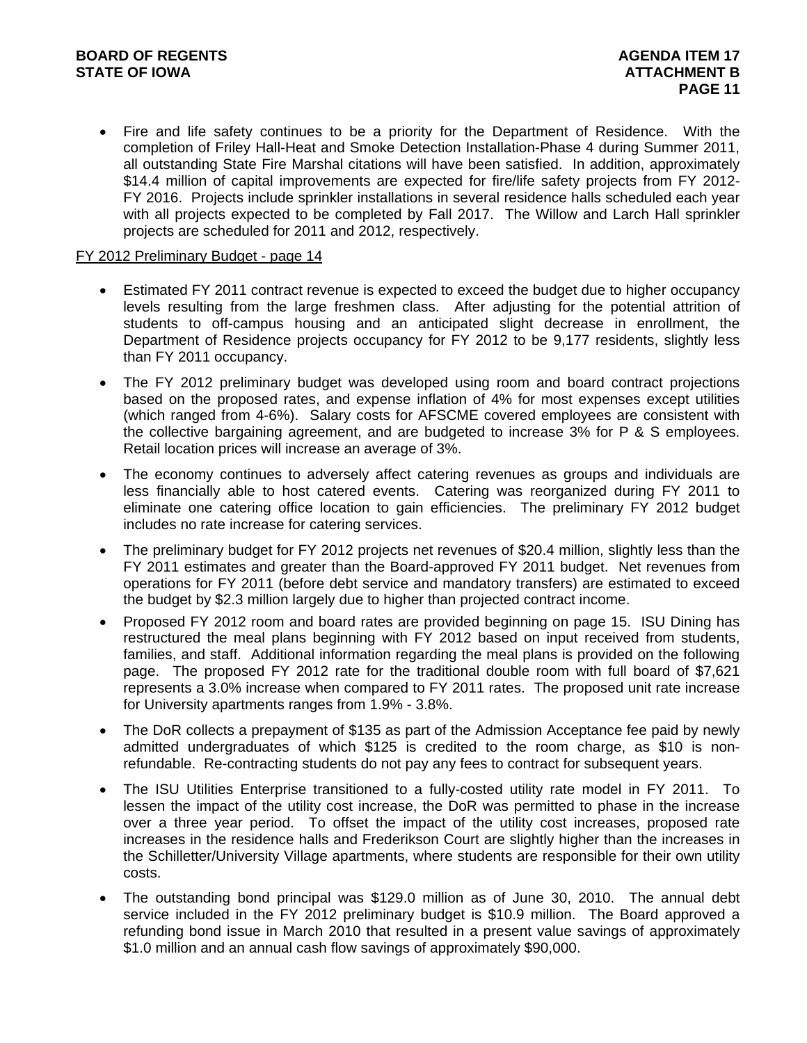- Fire and life safety continues to be a priority for the Department of Residence. With the completion of Friley Hall-Heat and Smoke Detection Installation-Phase 4 during Summer 2011, all outstanding State Fire Marshal citations will have been satisfied. In addition, approximately $14.4 million of capital improvements are expected for fire/life safety projects from FY 2012-FY 2016. Projects include sprinkler installations in several residence halls scheduled each year with all projects expected to be completed by Fall 2017. The Willow and Larch Hall sprinkler projects are scheduled for 2011 and 2012, respectively.

FY 2012 Preliminary Budget - page 14

- Estimated FY 2011 contract revenue is expected to exceed the budget due to higher occupancy levels resulting from the large freshmen class. After adjusting for the potential attrition of students to off-campus housing and an anticipated slight decrease in enrollment, the Department of Residence projects occupancy for FY 2012 to be 9,177 residents, slightly less than FY 2011 occupancy.
- The FY 2012 preliminary budget was developed using room and board contract projections based on the proposed rates, and expense inflation of 4% for most expenses except utilities (which ranged from 4-6%). Salary costs for AFSCME covered employees are consistent with the collective bargaining agreement, and are budgeted to increase 3% for P & S employees. Retail location prices will increase an average of 3%.
- The economy continues to adversely affect catering revenues as groups and individuals are less financially able to host catered events. Catering was reorganized during FY 2011 to eliminate one catering office location to gain efficiencies. The preliminary FY 2012 budget includes no rate increase for catering services.
- The preliminary budget for FY 2012 projects net revenues of $20.4 million, slightly less than the FY 2011 estimates and greater than the Board-approved FY 2011 budget. Net revenues from operations for FY 2011 (before debt service and mandatory transfers) are estimated to exceed the budget by $2.3 million largely due to higher than projected contract income.
- Proposed FY 2012 room and board rates are provided beginning on page 15. ISU Dining has restructured the meal plans beginning with FY 2012 based on input received from students, families, and staff. Additional information regarding the meal plans is provided on the following page. The proposed FY 2012 rate for the traditional double room with full board of $7,621 represents a 3.0% increase when compared to FY 2011 rates. The proposed unit rate increase for University apartments ranges from 1.9% - 3.8%.
- The DoR collects a prepayment of $135 as part of the Admission Acceptance fee paid by newly admitted undergraduates of which $125 is credited to the room charge, as $10 is non-refundable. Re-contracting students do not pay any fees to contract for subsequent years.
- The ISU Utilities Enterprise transitioned to a fully-costed utility rate model in FY 2011. To lessen the impact of the utility cost increase, the DoR was permitted to phase in the increase over a three year period. To offset the impact of the utility cost increases, proposed rate increases in the residence halls and Frederikson Court are slightly higher than the increases in the Schilletter/University Village apartments, where students are responsible for their own utility costs.
- The outstanding bond principal was $129.0 million as of June 30, 2010. The annual debt service included in the FY 2012 preliminary budget is $10.9 million. The Board approved a refunding bond issue in March 2010 that resulted in a present value savings of approximately $1.0 million and an annual cash flow savings of approximately $90,000.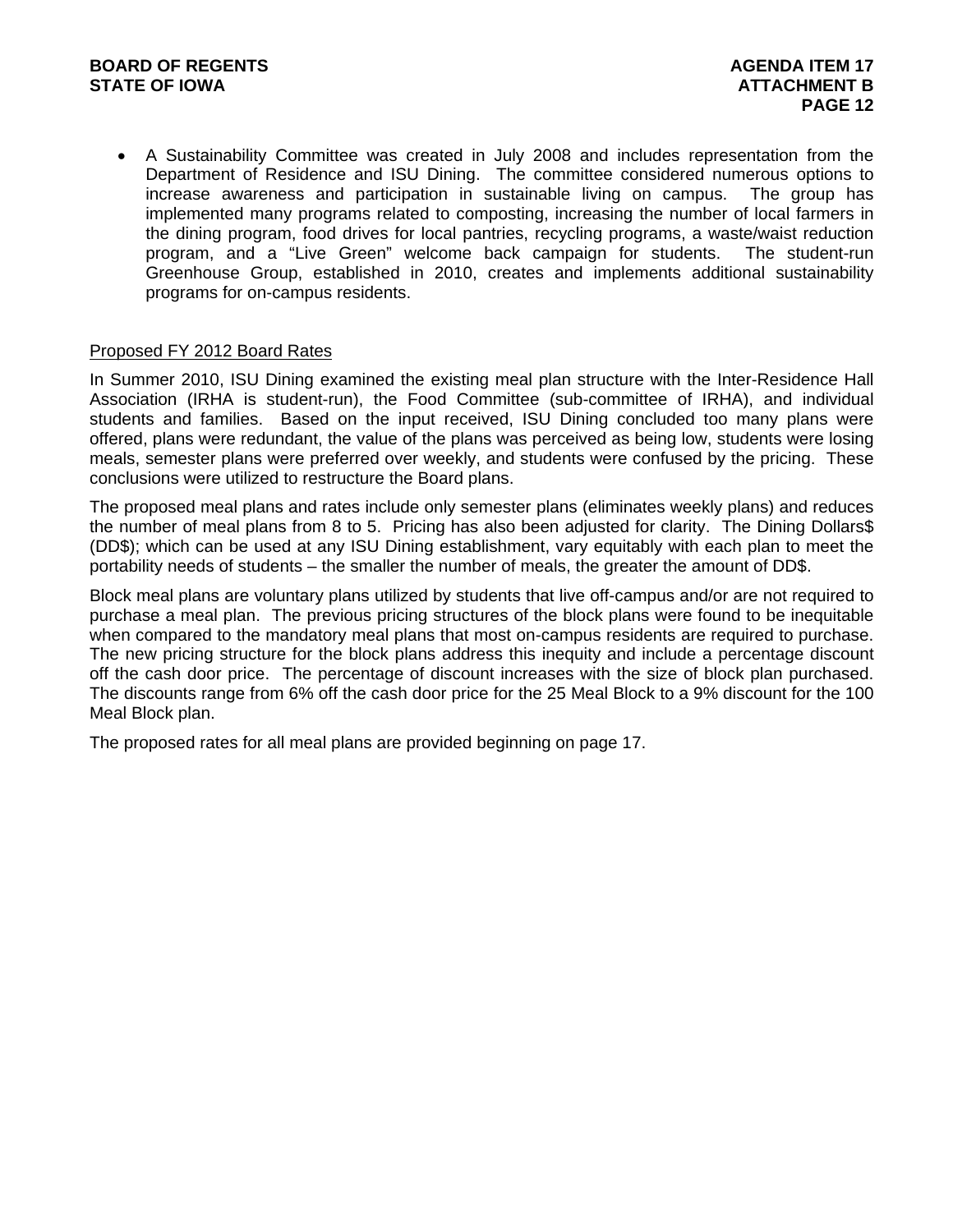- A Sustainability Committee was created in July 2008 and includes representation from the Department of Residence and ISU Dining. The committee considered numerous options to increase awareness and participation in sustainable living on campus. The group has implemented many programs related to composting, increasing the number of local farmers in the dining program, food drives for local pantries, recycling programs, a waste/waist reduction program, and a "Live Green" welcome back campaign for students. The student-run Greenhouse Group, established in 2010, creates and implements additional sustainability programs for on-campus residents.

<u>Proposed FY 2012 Board Rates</u>

In Summer 2010, ISU Dining examined the existing meal plan structure with the Inter-Residence Hall Association (IRHA is student-run), the Food Committee (sub-committee of IRHA), and individual students and families. Based on the input received, ISU Dining concluded too many plans were offered, plans were redundant, the value of the plans was perceived as being low, students were losing meals, semester plans were preferred over weekly, and students were confused by the pricing. These conclusions were utilized to restructure the Board plans.

The proposed meal plans and rates include only semester plans (eliminates weekly plans) and reduces the number of meal plans from 8 to 5. Pricing has also been adjusted for clarity. The Dining Dollars$ (DD$); which can be used at any ISU Dining establishment, vary equitably with each plan to meet the portability needs of students – the smaller the number of meals, the greater the amount of DD$.

Block meal plans are voluntary plans utilized by students that live off-campus and/or are not required to purchase a meal plan. The previous pricing structures of the block plans were found to be inequitable when compared to the mandatory meal plans that most on-campus residents are required to purchase. The new pricing structure for the block plans address this inequity and include a percentage discount off the cash door price. The percentage of discount increases with the size of block plan purchased. The discounts range from 6% off the cash door price for the 25 Meal Block to a 9% discount for the 100 Meal Block plan.

The proposed rates for all meal plans are provided beginning on page 17.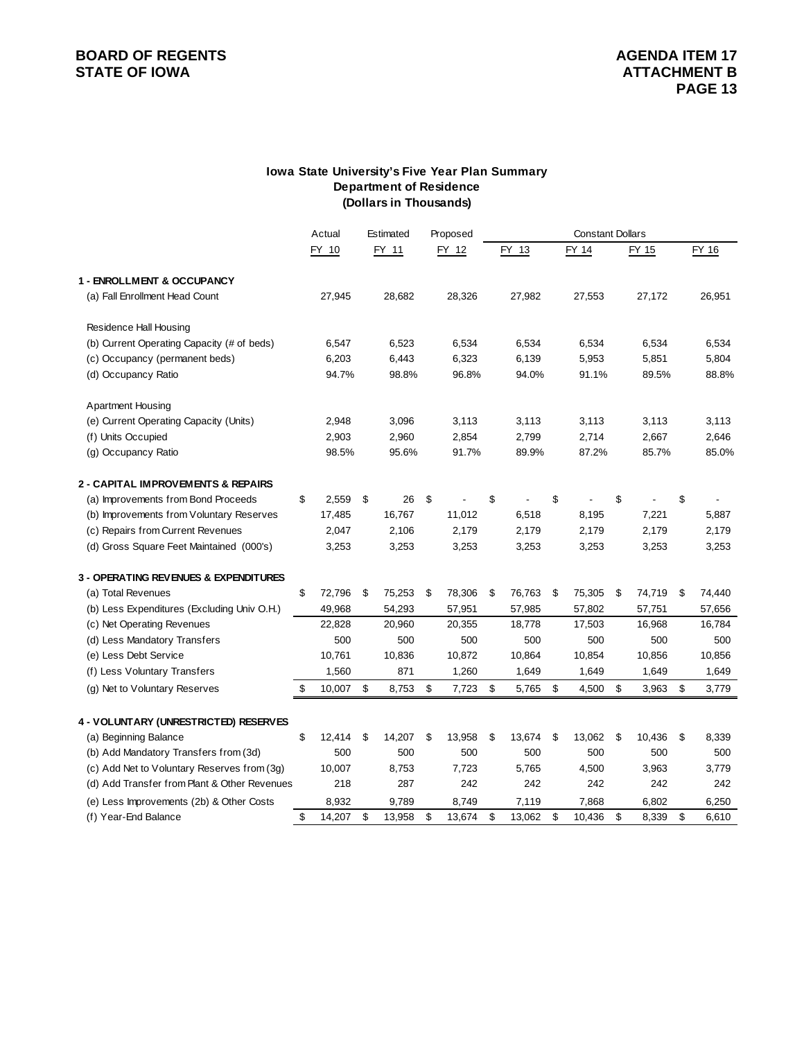**BOARD OF REGENTS**
**STATE OF IOWA**

**AGENDA ITEM 17**
**ATTACHMENT B**
**PAGE 13**

### Iowa State University's Five Year Plan Summary
### Department of Residence
### (Dollars in Thousands)

| | Actual | Estimated | Proposed | Constant Dollars | | | |
|---|---|---|---|---|---|---|---|
| | FY 10 | FY 11 | FY 12 | FY 13 | FY 14 | FY 15 | FY 16 |
| **1 - ENROLLMENT & OCCUPANCY** | | | | | | | |
| (a) Fall Enrollment Head Count | 27,945 | 28,682 | 28,326 | 27,982 | 27,553 | 27,172 | 26,951 |
| Residence Hall Housing | | | | | | | |
| (b) Current Operating Capacity (# of beds) | 6,547 | 6,523 | 6,534 | 6,534 | 6,534 | 6,534 | 6,534 |
| (c) Occupancy (permanent beds) | 6,203 | 6,443 | 6,323 | 6,139 | 5,953 | 5,851 | 5,804 |
| (d) Occupancy Ratio | 94.7% | 98.8% | 96.8% | 94.0% | 91.1% | 89.5% | 88.8% |
| Apartment Housing | | | | | | | |
| (e) Current Operating Capacity (Units) | 2,948 | 3,096 | 3,113 | 3,113 | 3,113 | 3,113 | 3,113 |
| (f) Units Occupied | 2,903 | 2,960 | 2,854 | 2,799 | 2,714 | 2,667 | 2,646 |
| (g) Occupancy Ratio | 98.5% | 95.6% | 91.7% | 89.9% | 87.2% | 85.7% | 85.0% |
| **2 - CAPITAL IMPROVEMENTS & REPAIRS** | | | | | | | |
| (a) Improvements from Bond Proceeds | $ 2,559 | $ 26 | $ - | $ - | $ - | $ - | $ - |
| (b) Improvements from Voluntary Reserves | 17,485 | 16,767 | 11,012 | 6,518 | 8,195 | 7,221 | 5,887 |
| (c) Repairs from Current Revenues | 2,047 | 2,106 | 2,179 | 2,179 | 2,179 | 2,179 | 2,179 |
| (d) Gross Square Feet Maintained (000's) | 3,253 | 3,253 | 3,253 | 3,253 | 3,253 | 3,253 | 3,253 |
| **3 - OPERATING REVENUES & EXPENDITURES** | | | | | | | |
| (a) Total Revenues | $ 72,796 | $ 75,253 | $ 78,306 | $ 76,763 | $ 75,305 | $ 74,719 | $ 74,440 |
| (b) Less Expenditures (Excluding Univ O.H.) | 49,968 | 54,293 | 57,951 | 57,985 | 57,802 | 57,751 | 57,656 |
| (c) Net Operating Revenues | 22,828 | 20,960 | 20,355 | 18,778 | 17,503 | 16,968 | 16,784 |
| (d) Less Mandatory Transfers | 500 | 500 | 500 | 500 | 500 | 500 | 500 |
| (e) Less Debt Service | 10,761 | 10,836 | 10,872 | 10,864 | 10,854 | 10,856 | 10,856 |
| (f) Less Voluntary Transfers | 1,560 | 871 | 1,260 | 1,649 | 1,649 | 1,649 | 1,649 |
| (g) Net to Voluntary Reserves | $ 10,007 | $ 8,753 | $ 7,723 | $ 5,765 | $ 4,500 | $ 3,963 | $ 3,779 |
| **4 - VOLUNTARY (UNRESTRICTED) RESERVES** | | | | | | | |
| (a) Beginning Balance | $ 12,414 | $ 14,207 | $ 13,958 | $ 13,674 | $ 13,062 | $ 10,436 | $ 8,339 |
| (b) Add Mandatory Transfers from (3d) | 500 | 500 | 500 | 500 | 500 | 500 | 500 |
| (c) Add Net to Voluntary Reserves from (3g) | 10,007 | 8,753 | 7,723 | 5,765 | 4,500 | 3,963 | 3,779 |
| (d) Add Transfer from Plant & Other Revenues | 218 | 287 | 242 | 242 | 242 | 242 | 242 |
| (e) Less Improvements (2b) & Other Costs | 8,932 | 9,789 | 8,749 | 7,119 | 7,868 | 6,802 | 6,250 |
| (f) Year-End Balance | $ 14,207 | $ 13,958 | $ 13,674 | $ 13,062 | $ 10,436 | $ 8,339 | $ 6,610 |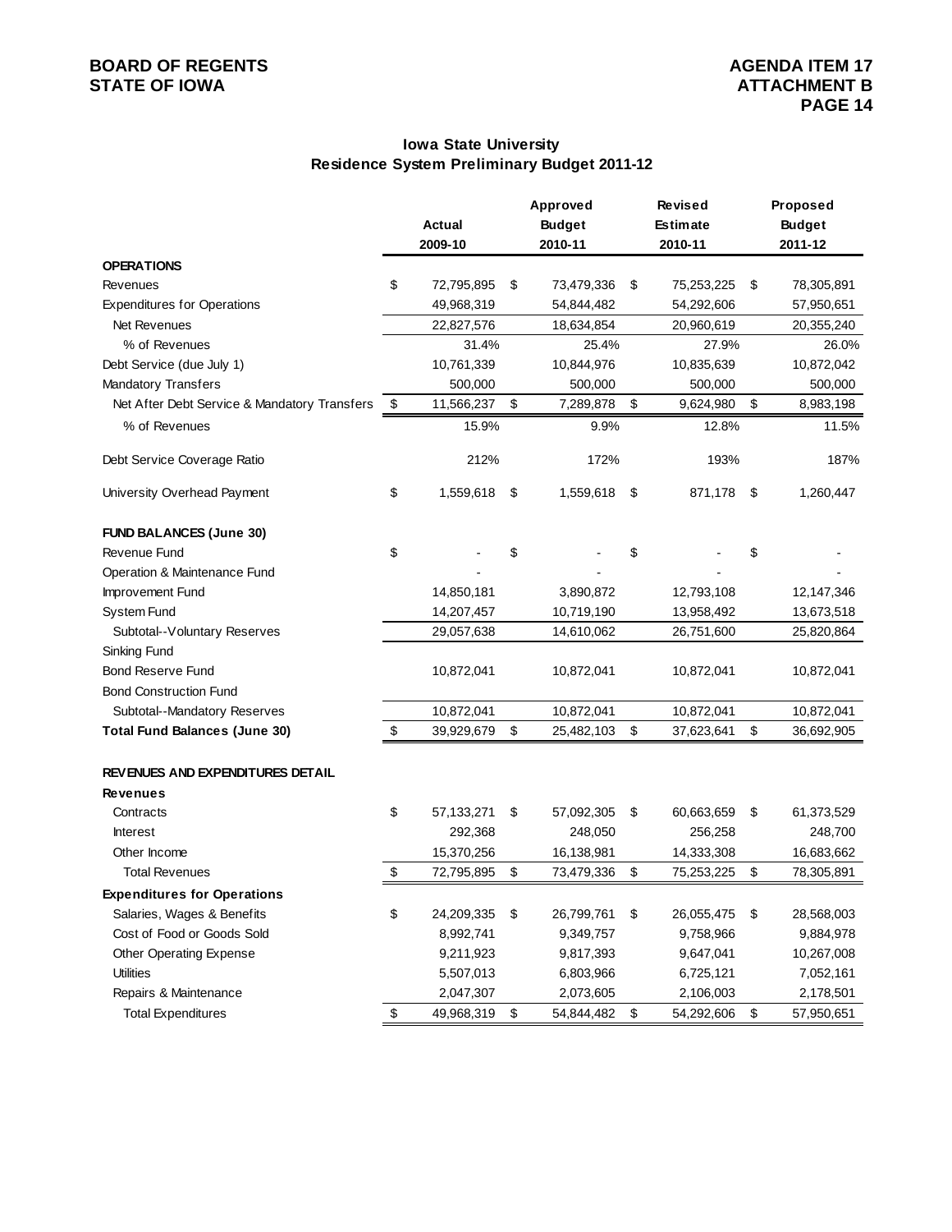BOARD OF REGENTS
STATE OF IOWA

AGENDA ITEM 17
ATTACHMENT B

## Iowa State University
## Residence System Preliminary Budget 2011-12

| | Actual 2009-10 | Approved Budget 2010-11 | Revised Estimate 2010-11 | Proposed Budget 2011-12 |
|---|---|---|---|---|
| **OPERATIONS** | | | | |
| Revenues | $ 72,795,895 | $ 73,479,336 | $ 75,253,225 | $ 78,305,891 |
| Expenditures for Operations | 49,968,319 | 54,844,482 | 54,292,606 | 57,950,651 |
| Net Revenues | 22,827,576 | 18,634,854 | 20,960,619 | 20,355,240 |
| % of Revenues | 31.4% | 25.4% | 27.9% | 26.0% |
| Debt Service (due July 1) | 10,761,339 | 10,844,976 | 10,835,639 | 10,872,042 |
| Mandatory Transfers | 500,000 | 500,000 | 500,000 | 500,000 |
| Net After Debt Service & Mandatory Transfers | $ 11,566,237 | $ 7,289,878 | $ 9,624,980 | $ 8,983,198 |
| % of Revenues | 15.9% | 9.9% | 12.8% | 11.5% |
| Debt Service Coverage Ratio | 212% | 172% | 193% | 187% |
| University Overhead Payment | $ 1,559,618 | $ 1,559,618 | $ 871,178 | $ 1,260,447 |
| **FUND BALANCES (June 30)** | | | | |
| Revenue Fund | $ - | $ - | $ - | $ - |
| Operation & Maintenance Fund | - | - | - | - |
| Improvement Fund | 14,850,181 | 3,890,872 | 12,793,108 | 12,147,346 |
| System Fund | 14,207,457 | 10,719,190 | 13,958,492 | 13,673,518 |
| Subtotal--Voluntary Reserves | 29,057,638 | 14,610,062 | 26,751,600 | 25,820,864 |
| Sinking Fund | | | | |
| Bond Reserve Fund | 10,872,041 | 10,872,041 | 10,872,041 | 10,872,041 |
| Bond Construction Fund | | | | |
| Subtotal--Mandatory Reserves | 10,872,041 | 10,872,041 | 10,872,041 | 10,872,041 |
| **Total Fund Balances (June 30)** | $ 39,929,679 | $ 25,482,103 | $ 37,623,641 | $ 36,692,905 |
| **REVENUES AND EXPENDITURES DETAIL** | | | | |
| **Revenues** | | | | |
| Contracts | $ 57,133,271 | $ 57,092,305 | $ 60,663,659 | $ 61,373,529 |
| Interest | 292,368 | 248,050 | 256,258 | 248,700 |
| Other Income | 15,370,256 | 16,138,981 | 14,333,308 | 16,683,662 |
| Total Revenues | $ 72,795,895 | $ 73,479,336 | $ 75,253,225 | $ 78,305,891 |
| **Expenditures for Operations** | | | | |
| Salaries, Wages & Benefits | $ 24,209,335 | $ 26,799,761 | $ 26,055,475 | $ 28,568,003 |
| Cost of Food or Goods Sold | 8,992,741 | 9,349,757 | 9,758,966 | 9,884,978 |
| Other Operating Expense | 9,211,923 | 9,817,393 | 9,647,041 | 10,267,008 |
| Utilities | 5,507,013 | 6,803,966 | 6,725,121 | 7,052,161 |
| Repairs & Maintenance | 2,047,307 | 2,073,605 | 2,106,003 | 2,178,501 |
| Total Expenditures | $ 49,968,319 | $ 54,844,482 | $ 54,292,606 | $ 57,950,651 |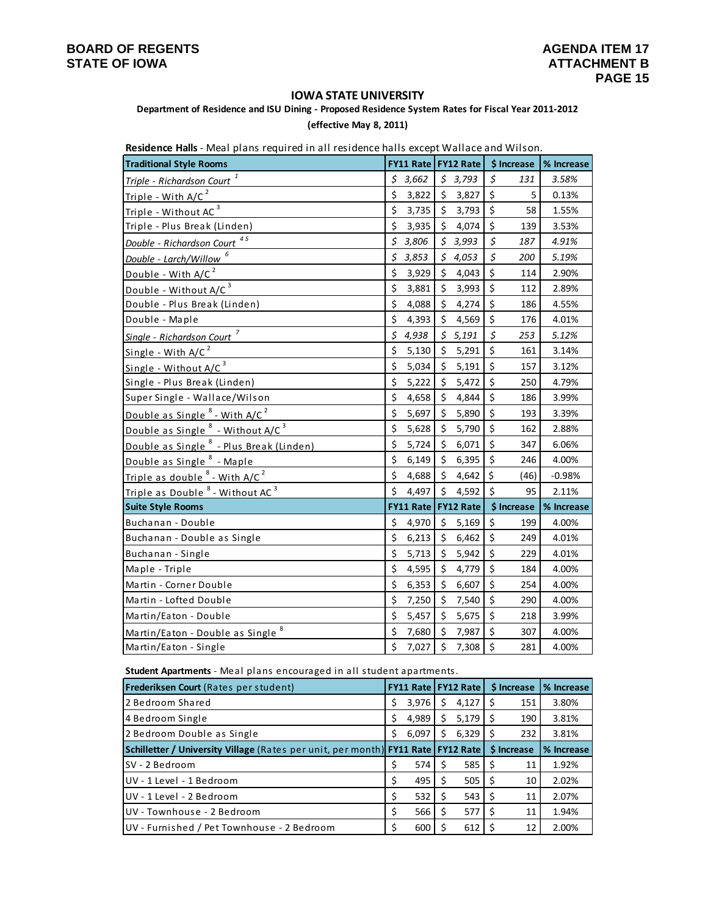BOARD OF REGENTS
STATE OF IOWA

AGENDA ITEM 17
ATTACHMENT B
PAGE 15

## IOWA STATE UNIVERSITY

**Department of Residence and ISU Dining - Proposed Residence System Rates for Fiscal Year 2011-2012**

**(effective May 8, 2011)**

**Residence Halls** - Meal plans required in all residence halls except Wallace and Wilson.

| Traditional Style Rooms | FY11 Rate | FY12 Rate | $ Increase | % Increase |
|---|---|---|---|---|
| *Triple - Richardson Court* [1] | *$ 3,662* | *$ 3,793* | *$ 131* | *3.58%* |
| Triple - With A/C [2] | $ 3,822 | $ 3,827 | $ 5 | 0.13% |
| Triple - Without AC [3] | $ 3,735 | $ 3,793 | $ 58 | 1.55% |
| Triple - Plus Break (Linden) | $ 3,935 | $ 4,074 | $ 139 | 3.53% |
| *Double - Richardson Court* [4 5] | *$ 3,806* | *$ 3,993* | *$ 187* | *4.91%* |
| *Double - Larch/Willow* [6] | *$ 3,853* | *$ 4,053* | *$ 200* | *5.19%* |
| Double - With A/C [2] | $ 3,929 | $ 4,043 | $ 114 | 2.90% |
| Double - Without A/C [3] | $ 3,881 | $ 3,993 | $ 112 | 2.89% |
| Double - Plus Break (Linden) | $ 4,088 | $ 4,274 | $ 186 | 4.55% |
| Double - Maple | $ 4,393 | $ 4,569 | $ 176 | 4.01% |
| *Single - Richardson Court* [7] | *$ 4,938* | *$ 5,191* | *$ 253* | *5.12%* |
| Single - With A/C [2] | $ 5,130 | $ 5,291 | $ 161 | 3.14% |
| Single - Without A/C [3] | $ 5,034 | $ 5,191 | $ 157 | 3.12% |
| Single - Plus Break (Linden) | $ 5,222 | $ 5,472 | $ 250 | 4.79% |
| Super Single - Wallace/Wilson | $ 4,658 | $ 4,844 | $ 186 | 3.99% |
| Double as Single [8] - With A/C [2] | $ 5,697 | $ 5,890 | $ 193 | 3.39% |
| Double as Single [8] - Without A/C [3] | $ 5,628 | $ 5,790 | $ 162 | 2.88% |
| Double as Single [8] - Plus Break (Linden) | $ 5,724 | $ 6,071 | $ 347 | 6.06% |
| Double as Single [8] - Maple | $ 6,149 | $ 6,395 | $ 246 | 4.00% |
| Triple as double [8] - With A/C [2] | $ 4,688 | $ 4,642 | $ (46) | -0.98% |
| Triple as Double [8] - Without AC [3] | $ 4,497 | $ 4,592 | $ 95 | 2.11% |
| **Suite Style Rooms** | **FY11 Rate** | **FY12 Rate** | **$ Increase** | **% Increase** |
| Buchanan - Double | $ 4,970 | $ 5,169 | $ 199 | 4.00% |
| Buchanan - Double as Single | $ 6,213 | $ 6,462 | $ 249 | 4.01% |
| Buchanan - Single | $ 5,713 | $ 5,942 | $ 229 | 4.01% |
| Maple - Triple | $ 4,595 | $ 4,779 | $ 184 | 4.00% |
| Martin - Corner Double | $ 6,353 | $ 6,607 | $ 254 | 4.00% |
| Martin - Lofted Double | $ 7,250 | $ 7,540 | $ 290 | 4.00% |
| Martin/Eaton - Double | $ 5,457 | $ 5,675 | $ 218 | 3.99% |
| Martin/Eaton - Double as Single [8] | $ 7,680 | $ 7,987 | $ 307 | 4.00% |
| Martin/Eaton - Single | $ 7,027 | $ 7,308 | $ 281 | 4.00% |

**Student Apartments** - Meal plans encouraged in all student apartments.

| **Frederiksen Court** (Rates per student) | FY11 Rate | FY12 Rate | $ Increase | % Increase |
|---|---|---|---|---|
| 2 Bedroom Shared | $ 3,976 | $ 4,127 | $ 151 | 3.80% |
| 4 Bedroom Single | $ 4,989 | $ 5,179 | $ 190 | 3.81% |
| 2 Bedroom Double as Single | $ 6,097 | $ 6,329 | $ 232 | 3.81% |
| **Schilletter / University Village** (Rates per unit, per month) | **FY11 Rate** | **FY12 Rate** | **$ Increase** | **% Increase** |
| SV - 2 Bedroom | $ 574 | $ 585 | $ 11 | 1.92% |
| UV - 1 Level - 1 Bedroom | $ 495 | $ 505 | $ 10 | 2.02% |
| UV - 1 Level - 2 Bedroom | $ 532 | $ 543 | $ 11 | 2.07% |
| UV - Townhouse - 2 Bedroom | $ 566 | $ 577 | $ 11 | 1.94% |
| UV - Furnished / Pet Townhouse - 2 Bedroom | $ 600 | $ 612 | $ 12 | 2.00% |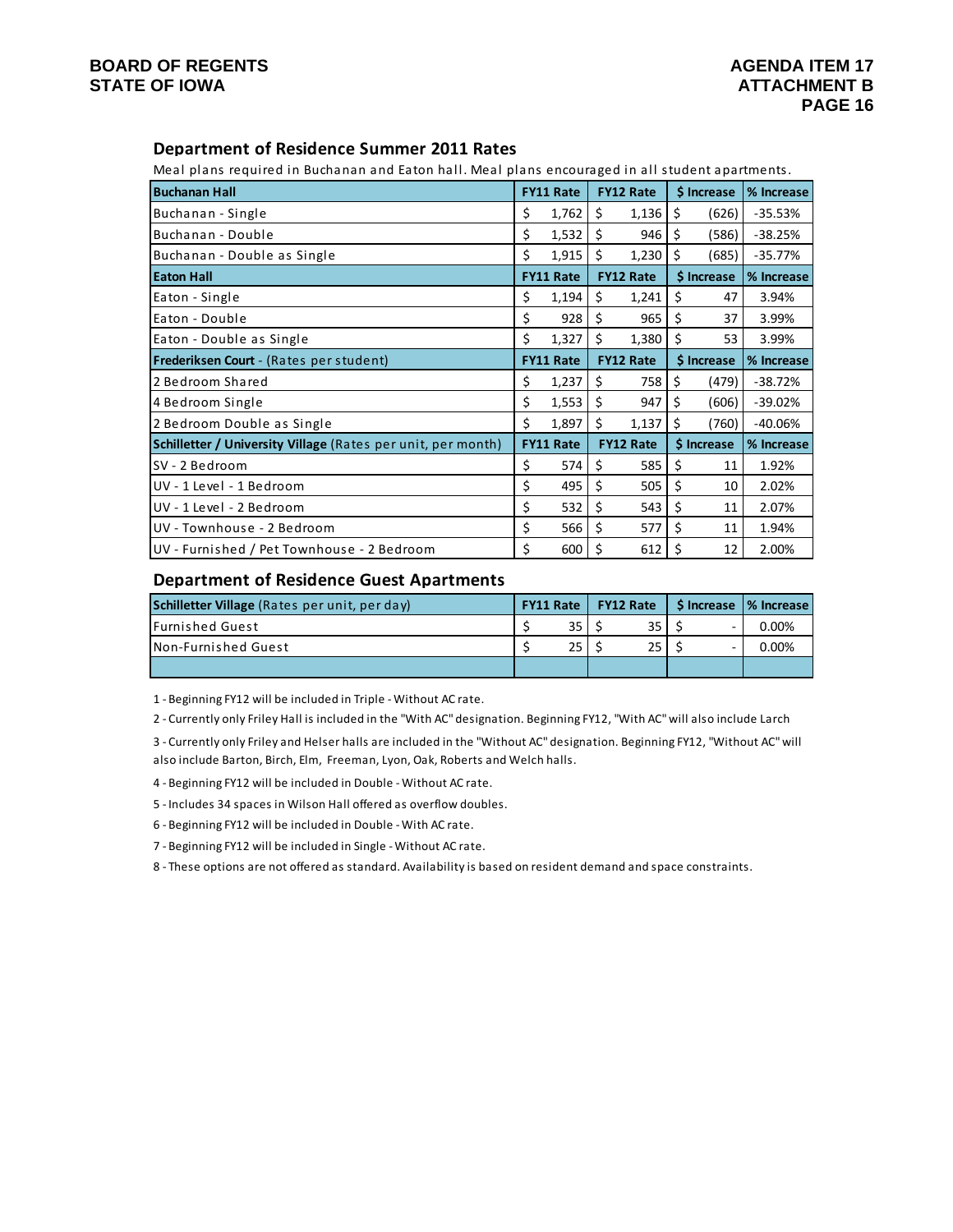## Department of Residence Summer 2011 Rates

Meal plans required in Buchanan and Eaton hall. Meal plans encouraged in all student apartments.

| **Buchanan Hall** | **FY11 Rate** | **FY12 Rate** | **$ Increase** | **% Increase** |
|---|---|---|---|---|
| Buchanan - Single | $ 1,762 | $ 1,136 | $ (626) | -35.53% |
| Buchanan - Double | $ 1,532 | $ 946 | $ (586) | -38.25% |
| Buchanan - Double as Single | $ 1,915 | $ 1,230 | $ (685) | -35.77% |
| **Eaton Hall** | **FY11 Rate** | **FY12 Rate** | **$ Increase** | **% Increase** |
| Eaton - Single | $ 1,194 | $ 1,241 | $ 47 | 3.94% |
| Eaton - Double | $ 928 | $ 965 | $ 37 | 3.99% |
| Eaton - Double as Single | $ 1,327 | $ 1,380 | $ 53 | 3.99% |
| **Frederiksen Court** - (Rates per student) | **FY11 Rate** | **FY12 Rate** | **$ Increase** | **% Increase** |
| 2 Bedroom Shared | $ 1,237 | $ 758 | $ (479) | -38.72% |
| 4 Bedroom Single | $ 1,553 | $ 947 | $ (606) | -39.02% |
| 2 Bedroom Double as Single | $ 1,897 | $ 1,137 | $ (760) | -40.06% |
| **Schilletter / University Village** (Rates per unit, per month) | **FY11 Rate** | **FY12 Rate** | **$ Increase** | **% Increase** |
| SV - 2 Bedroom | $ 574 | $ 585 | $ 11 | 1.92% |
| UV - 1 Level - 1 Bedroom | $ 495 | $ 505 | $ 10 | 2.02% |
| UV - 1 Level - 2 Bedroom | $ 532 | $ 543 | $ 11 | 2.07% |
| UV - Townhouse - 2 Bedroom | $ 566 | $ 577 | $ 11 | 1.94% |
| UV - Furnished / Pet Townhouse - 2 Bedroom | $ 600 | $ 612 | $ 12 | 2.00% |

## Department of Residence Guest Apartments

| **Schilletter Village** (Rates per unit, per day) | **FY11 Rate** | **FY12 Rate** | **$ Increase** | **% Increase** |
|---|---|---|---|---|
| Furnished Guest | $ 35 | $ 35 | $ - | 0.00% |
| Non-Furnished Guest | $ 25 | $ 25 | $ - | 0.00% |
| | | | | |

1 - Beginning FY12 will be included in Triple - Without AC rate.

2 - Currently only Friley Hall is included in the "With AC" designation. Beginning FY12, "With AC" will also include Larch

3 - Currently only Friley and Helser halls are included in the "Without AC" designation. Beginning FY12, "Without AC" will also include Barton, Birch, Elm, Freeman, Lyon, Oak, Roberts and Welch halls.

4 - Beginning FY12 will be included in Double - Without AC rate.

5 - Includes 34 spaces in Wilson Hall offered as overflow doubles.

6 - Beginning FY12 will be included in Double - With AC rate.

7 - Beginning FY12 will be included in Single - Without AC rate.

8 - These options are not offered as standard. Availability is based on resident demand and space constraints.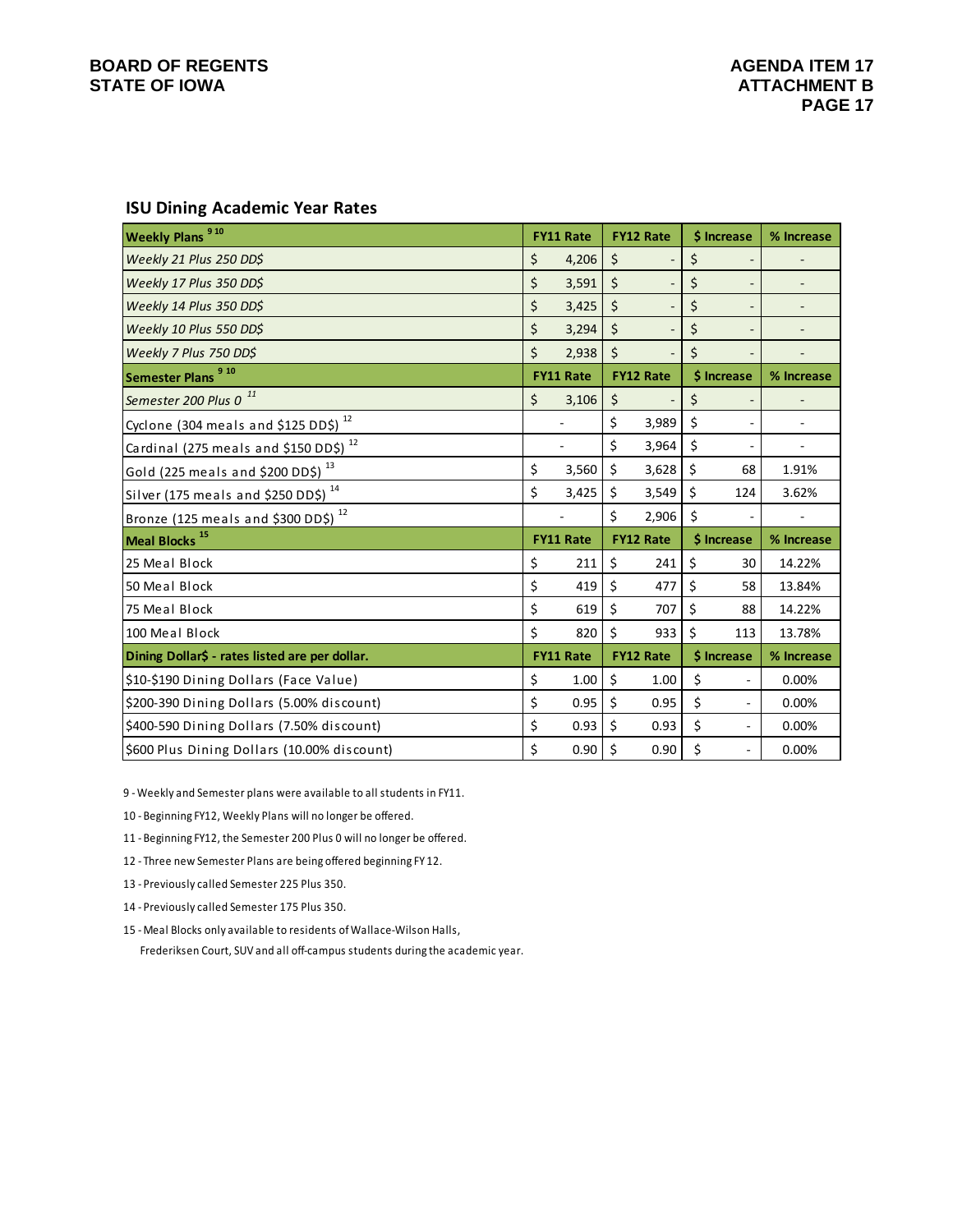## ISU Dining Academic Year Rates

| Weekly Plans [9 10] | FY11 Rate | FY12 Rate | $ Increase | % Increase |
|---|---|---|---|---|
| *Weekly 21 Plus 250 DD$* | $ 4,206 | $ - | $ - | - |
| *Weekly 17 Plus 350 DD$* | $ 3,591 | $ - | $ - | - |
| *Weekly 14 Plus 350 DD$* | $ 3,425 | $ - | $ - | - |
| *Weekly 10 Plus 550 DD$* | $ 3,294 | $ - | $ - | - |
| *Weekly 7 Plus 750 DD$* | $ 2,938 | $ - | $ - | - |
| **Semester Plans [9 10]** | **FY11 Rate** | **FY12 Rate** | **$ Increase** | **% Increase** |
| *Semester 200 Plus 0* [11] | $ 3,106 | $ - | $ - | - |
| Cyclone (304 meals and $125 DD$) [12] | - | $ 3,989 | $ - | - |
| Cardinal (275 meals and $150 DD$) [12] | - | $ 3,964 | $ - | - |
| Gold (225 meals and $200 DD$) [13] | $ 3,560 | $ 3,628 | $ 68 | 1.91% |
| Silver (175 meals and $250 DD$) [14] | $ 3,425 | $ 3,549 | $ 124 | 3.62% |
| Bronze (125 meals and $300 DD$) [12] | - | $ 2,906 | $ - | - |
| **Meal Blocks [15]** | **FY11 Rate** | **FY12 Rate** | **$ Increase** | **% Increase** |
| 25 Meal Block | $ 211 | $ 241 | $ 30 | 14.22% |
| 50 Meal Block | $ 419 | $ 477 | $ 58 | 13.84% |
| 75 Meal Block | $ 619 | $ 707 | $ 88 | 14.22% |
| 100 Meal Block | $ 820 | $ 933 | $ 113 | 13.78% |
| **Dining Dollar$ - rates listed are per dollar.** | **FY11 Rate** | **FY12 Rate** | **$ Increase** | **% Increase** |
| $10-$190 Dining Dollars (Face Value) | $ 1.00 | $ 1.00 | $ - | 0.00% |
| $200-390 Dining Dollars (5.00% discount) | $ 0.95 | $ 0.95 | $ - | 0.00% |
| $400-590 Dining Dollars (7.50% discount) | $ 0.93 | $ 0.93 | $ - | 0.00% |
| $600 Plus Dining Dollars (10.00% discount) | $ 0.90 | $ 0.90 | $ - | 0.00% |

9 - Weekly and Semester plans were available to all students in FY11.

10 - Beginning FY12, Weekly Plans will no longer be offered.

11 - Beginning FY12, the Semester 200 Plus 0 will no longer be offered.

12 - Three new Semester Plans are being offered beginning FY 12.

13 - Previously called Semester 225 Plus 350.

14 - Previously called Semester 175 Plus 350.

15 - Meal Blocks only available to residents of Wallace-Wilson Halls, Frederiksen Court, SUV and all off-campus students during the academic year.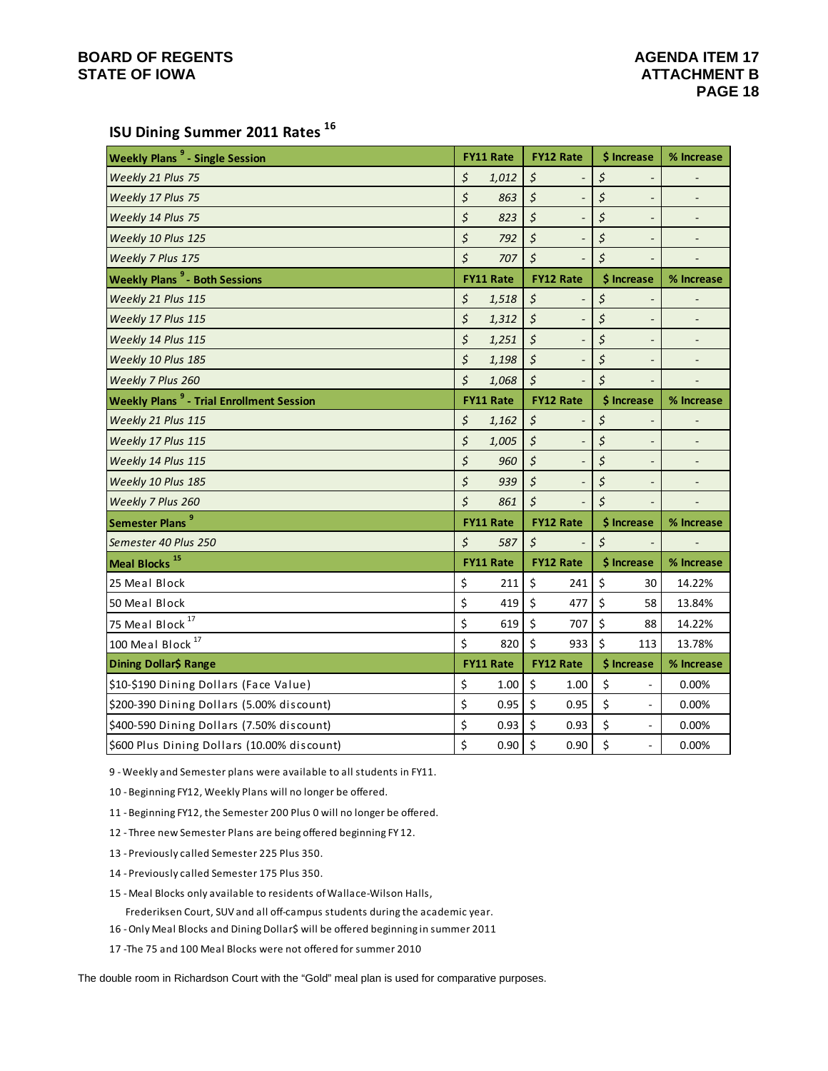## ISU Dining Summer 2011 Rates [16]

| Weekly Plans [9] - Single Session | FY11 Rate | FY12 Rate | $ Increase | % Increase |
|---|---|---|---|---|
| *Weekly 21 Plus 75* | $ 1,012 | $ - | $ - | - |
| *Weekly 17 Plus 75* | $ 863 | $ - | $ - | - |
| *Weekly 14 Plus 75* | $ 823 | $ - | $ - | - |
| *Weekly 10 Plus 125* | $ 792 | $ - | $ - | - |
| *Weekly 7 Plus 175* | $ 707 | $ - | $ - | - |
| **Weekly Plans [9] - Both Sessions** | **FY11 Rate** | **FY12 Rate** | **$ Increase** | **% Increase** |
| *Weekly 21 Plus 115* | $ 1,518 | $ - | $ - | - |
| *Weekly 17 Plus 115* | $ 1,312 | $ - | $ - | - |
| *Weekly 14 Plus 115* | $ 1,251 | $ - | $ - | - |
| *Weekly 10 Plus 185* | $ 1,198 | $ - | $ - | - |
| *Weekly 7 Plus 260* | $ 1,068 | $ - | $ - | - |
| **Weekly Plans [9] - Trial Enrollment Session** | **FY11 Rate** | **FY12 Rate** | **$ Increase** | **% Increase** |
| *Weekly 21 Plus 115* | $ 1,162 | $ - | $ - | - |
| *Weekly 17 Plus 115* | $ 1,005 | $ - | $ - | - |
| *Weekly 14 Plus 115* | $ 960 | $ - | $ - | - |
| *Weekly 10 Plus 185* | $ 939 | $ - | $ - | - |
| *Weekly 7 Plus 260* | $ 861 | $ - | $ - | - |
| **Semester Plans [9]** | **FY11 Rate** | **FY12 Rate** | **$ Increase** | **% Increase** |
| *Semester 40 Plus 250* | $ 587 | $ - | $ - | - |
| **Meal Blocks [15]** | **FY11 Rate** | **FY12 Rate** | **$ Increase** | **% Increase** |
| 25 Meal Block | $ 211 | $ 241 | $ 30 | 14.22% |
| 50 Meal Block | $ 419 | $ 477 | $ 58 | 13.84% |
| 75 Meal Block [17] | $ 619 | $ 707 | $ 88 | 14.22% |
| 100 Meal Block [17] | $ 820 | $ 933 | $ 113 | 13.78% |
| **Dining Dollar$ Range** | **FY11 Rate** | **FY12 Rate** | **$ Increase** | **% Increase** |
| $10-$190 Dining Dollars (Face Value) | $ 1.00 | $ 1.00 | $ - | 0.00% |
| $200-390 Dining Dollars (5.00% discount) | $ 0.95 | $ 0.95 | $ - | 0.00% |
| $400-590 Dining Dollars (7.50% discount) | $ 0.93 | $ 0.93 | $ - | 0.00% |
| $600 Plus Dining Dollars (10.00% discount) | $ 0.90 | $ 0.90 | $ - | 0.00% |

9 - Weekly and Semester plans were available to all students in FY11.

10 - Beginning FY12, Weekly Plans will no longer be offered.

11 - Beginning FY12, the Semester 200 Plus 0 will no longer be offered.

12 - Three new Semester Plans are being offered beginning FY 12.

13 - Previously called Semester 225 Plus 350.

14 - Previously called Semester 175 Plus 350.

15 - Meal Blocks only available to residents of Wallace-Wilson Halls, Frederiksen Court, SUV and all off-campus students during the academic year.

16 - Only Meal Blocks and Dining Dollar$ will be offered beginning in summer 2011

17 -The 75 and 100 Meal Blocks were not offered for summer 2010

The double room in Richardson Court with the "Gold" meal plan is used for comparative purposes.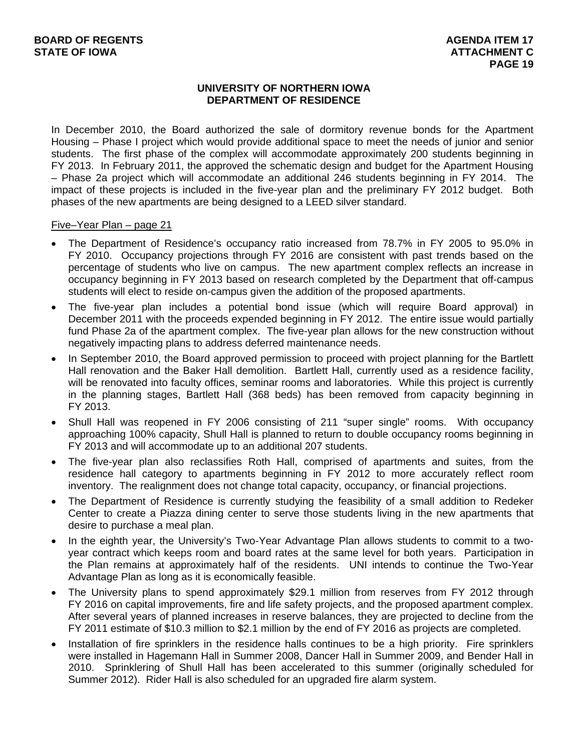## UNIVERSITY OF NORTHERN IOWA
## DEPARTMENT OF RESIDENCE

In December 2010, the Board authorized the sale of dormitory revenue bonds for the Apartment Housing – Phase I project which would provide additional space to meet the needs of junior and senior students. The first phase of the complex will accommodate approximately 200 students beginning in FY 2013. In February 2011, the approved the schematic design and budget for the Apartment Housing – Phase 2a project which will accommodate an additional 246 students beginning in FY 2014. The impact of these projects is included in the five-year plan and the preliminary FY 2012 budget. Both phases of the new apartments are being designed to a LEED silver standard.

<u>Five–Year Plan – page 21</u>

- The Department of Residence's occupancy ratio increased from 78.7% in FY 2005 to 95.0% in FY 2010. Occupancy projections through FY 2016 are consistent with past trends based on the percentage of students who live on campus. The new apartment complex reflects an increase in occupancy beginning in FY 2013 based on research completed by the Department that off-campus students will elect to reside on-campus given the addition of the proposed apartments.
- The five-year plan includes a potential bond issue (which will require Board approval) in December 2011 with the proceeds expended beginning in FY 2012. The entire issue would partially fund Phase 2a of the apartment complex. The five-year plan allows for the new construction without negatively impacting plans to address deferred maintenance needs.
- In September 2010, the Board approved permission to proceed with project planning for the Bartlett Hall renovation and the Baker Hall demolition. Bartlett Hall, currently used as a residence facility, will be renovated into faculty offices, seminar rooms and laboratories. While this project is currently in the planning stages, Bartlett Hall (368 beds) has been removed from capacity beginning in FY 2013.
- Shull Hall was reopened in FY 2006 consisting of 211 "super single" rooms. With occupancy approaching 100% capacity, Shull Hall is planned to return to double occupancy rooms beginning in FY 2013 and will accommodate up to an additional 207 students.
- The five-year plan also reclassifies Roth Hall, comprised of apartments and suites, from the residence hall category to apartments beginning in FY 2012 to more accurately reflect room inventory. The realignment does not change total capacity, occupancy, or financial projections.
- The Department of Residence is currently studying the feasibility of a small addition to Redeker Center to create a Piazza dining center to serve those students living in the new apartments that desire to purchase a meal plan.
- In the eighth year, the University's Two-Year Advantage Plan allows students to commit to a two-year contract which keeps room and board rates at the same level for both years. Participation in the Plan remains at approximately half of the residents. UNI intends to continue the Two-Year Advantage Plan as long as it is economically feasible.
- The University plans to spend approximately $29.1 million from reserves from FY 2012 through FY 2016 on capital improvements, fire and life safety projects, and the proposed apartment complex. After several years of planned increases in reserve balances, they are projected to decline from the FY 2011 estimate of $10.3 million to $2.1 million by the end of FY 2016 as projects are completed.
- Installation of fire sprinklers in the residence halls continues to be a high priority. Fire sprinklers were installed in Hagemann Hall in Summer 2008, Dancer Hall in Summer 2009, and Bender Hall in 2010. Sprinklering of Shull Hall has been accelerated to this summer (originally scheduled for Summer 2012). Rider Hall is also scheduled for an upgraded fire alarm system.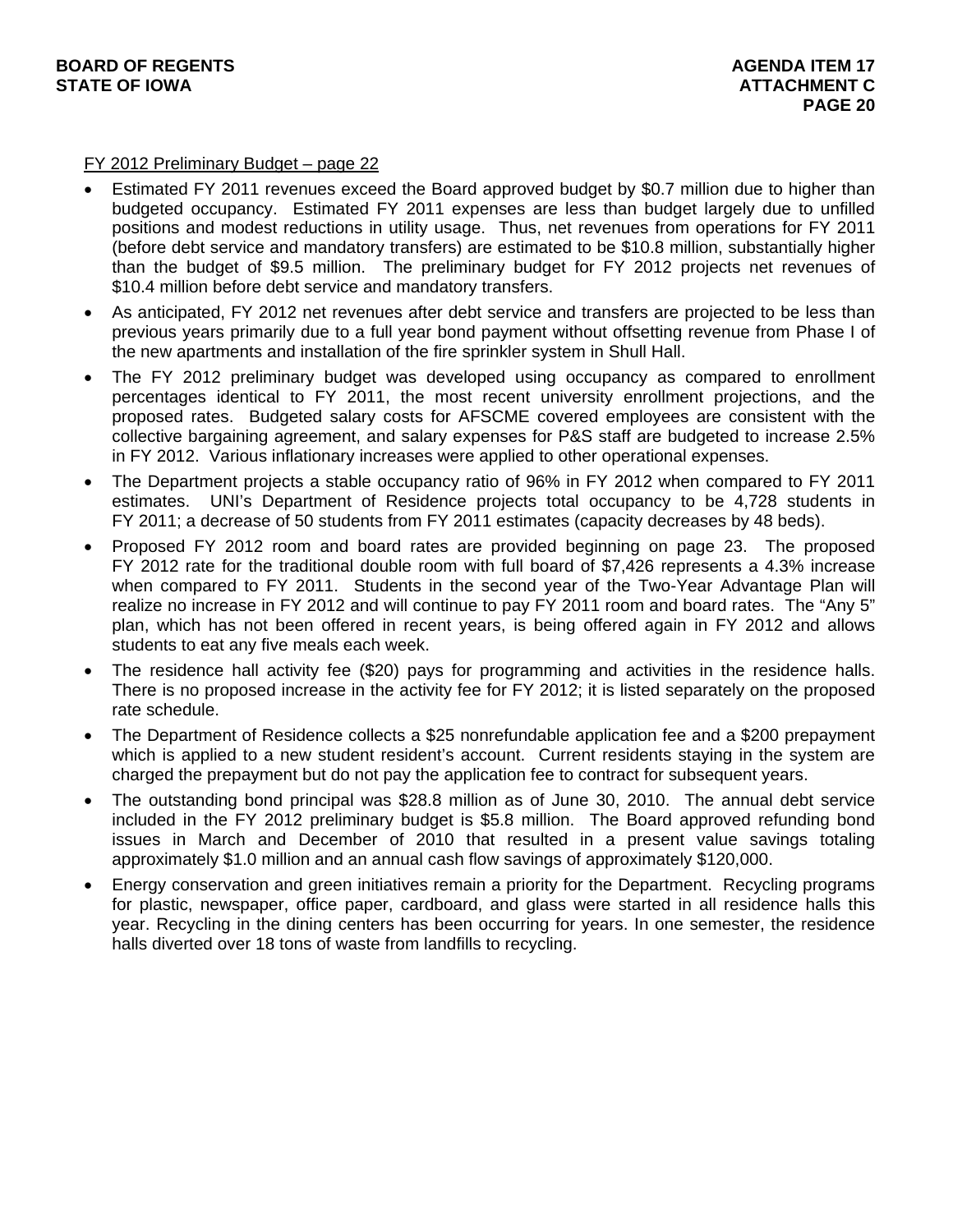<u>FY 2012 Preliminary Budget – page 22</u>

- Estimated FY 2011 revenues exceed the Board approved budget by $0.7 million due to higher than budgeted occupancy. Estimated FY 2011 expenses are less than budget largely due to unfilled positions and modest reductions in utility usage. Thus, net revenues from operations for FY 2011 (before debt service and mandatory transfers) are estimated to be $10.8 million, substantially higher than the budget of $9.5 million. The preliminary budget for FY 2012 projects net revenues of $10.4 million before debt service and mandatory transfers.
- As anticipated, FY 2012 net revenues after debt service and transfers are projected to be less than previous years primarily due to a full year bond payment without offsetting revenue from Phase I of the new apartments and installation of the fire sprinkler system in Shull Hall.
- The FY 2012 preliminary budget was developed using occupancy as compared to enrollment percentages identical to FY 2011, the most recent university enrollment projections, and the proposed rates. Budgeted salary costs for AFSCME covered employees are consistent with the collective bargaining agreement, and salary expenses for P&S staff are budgeted to increase 2.5% in FY 2012. Various inflationary increases were applied to other operational expenses.
- The Department projects a stable occupancy ratio of 96% in FY 2012 when compared to FY 2011 estimates. UNI's Department of Residence projects total occupancy to be 4,728 students in FY 2011; a decrease of 50 students from FY 2011 estimates (capacity decreases by 48 beds).
- Proposed FY 2012 room and board rates are provided beginning on page 23. The proposed FY 2012 rate for the traditional double room with full board of $7,426 represents a 4.3% increase when compared to FY 2011. Students in the second year of the Two-Year Advantage Plan will realize no increase in FY 2012 and will continue to pay FY 2011 room and board rates. The "Any 5" plan, which has not been offered in recent years, is being offered again in FY 2012 and allows students to eat any five meals each week.
- The residence hall activity fee ($20) pays for programming and activities in the residence halls. There is no proposed increase in the activity fee for FY 2012; it is listed separately on the proposed rate schedule.
- The Department of Residence collects a $25 nonrefundable application fee and a $200 prepayment which is applied to a new student resident's account. Current residents staying in the system are charged the prepayment but do not pay the application fee to contract for subsequent years.
- The outstanding bond principal was $28.8 million as of June 30, 2010. The annual debt service included in the FY 2012 preliminary budget is $5.8 million. The Board approved refunding bond issues in March and December of 2010 that resulted in a present value savings totaling approximately $1.0 million and an annual cash flow savings of approximately $120,000.
- Energy conservation and green initiatives remain a priority for the Department. Recycling programs for plastic, newspaper, office paper, cardboard, and glass were started in all residence halls this year. Recycling in the dining centers has been occurring for years. In one semester, the residence halls diverted over 18 tons of waste from landfills to recycling.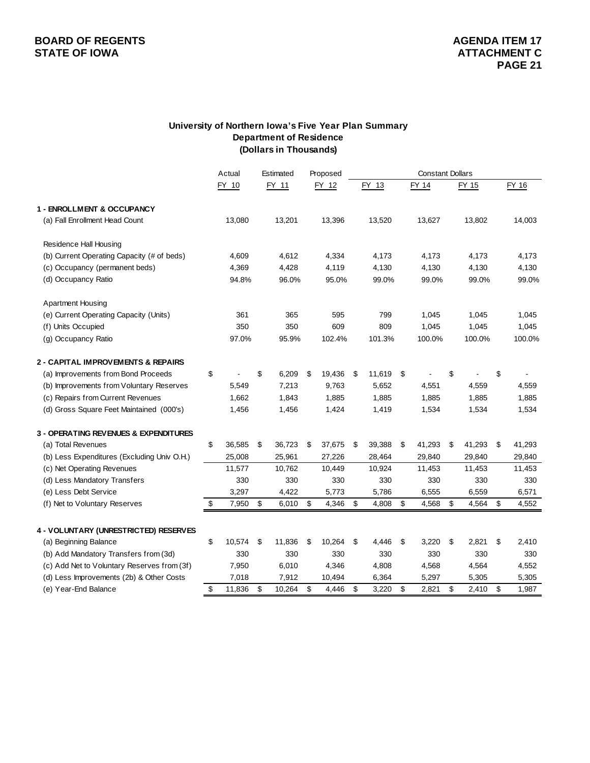BOARD OF REGENTS
STATE OF IOWA

AGENDA ITEM 17
ATTACHMENT C

## University of Northern Iowa's Five Year Plan Summary
### Department of Residence
### (Dollars in Thousands)

| | Actual | Estimated | Proposed | Constant Dollars | | | |
|---|---|---|---|---|---|---|---|
| | FY 10 | FY 11 | FY 12 | FY 13 | FY 14 | FY 15 | FY 16 |
| **1 - ENROLLMENT & OCCUPANCY** | | | | | | | |
| (a) Fall Enrollment Head Count | 13,080 | 13,201 | 13,396 | 13,520 | 13,627 | 13,802 | 14,003 |
| Residence Hall Housing | | | | | | | |
| (b) Current Operating Capacity (# of beds) | 4,609 | 4,612 | 4,334 | 4,173 | 4,173 | 4,173 | 4,173 |
| (c) Occupancy (permanent beds) | 4,369 | 4,428 | 4,119 | 4,130 | 4,130 | 4,130 | 4,130 |
| (d) Occupancy Ratio | 94.8% | 96.0% | 95.0% | 99.0% | 99.0% | 99.0% | 99.0% |
| Apartment Housing | | | | | | | |
| (e) Current Operating Capacity (Units) | 361 | 365 | 595 | 799 | 1,045 | 1,045 | 1,045 |
| (f) Units Occupied | 350 | 350 | 609 | 809 | 1,045 | 1,045 | 1,045 |
| (g) Occupancy Ratio | 97.0% | 95.9% | 102.4% | 101.3% | 100.0% | 100.0% | 100.0% |
| **2 - CAPITAL IMPROVEMENTS & REPAIRS** | | | | | | | |
| (a) Improvements from Bond Proceeds | $ - | $ 6,209 | $ 19,436 | $ 11,619 | $ - | $ - | $ - |
| (b) Improvements from Voluntary Reserves | 5,549 | 7,213 | 9,763 | 5,652 | 4,551 | 4,559 | 4,559 |
| (c) Repairs from Current Revenues | 1,662 | 1,843 | 1,885 | 1,885 | 1,885 | 1,885 | 1,885 |
| (d) Gross Square Feet Maintained (000's) | 1,456 | 1,456 | 1,424 | 1,419 | 1,534 | 1,534 | 1,534 |
| **3 - OPERATING REVENUES & EXPENDITURES** | | | | | | | |
| (a) Total Revenues | $ 36,585 | $ 36,723 | $ 37,675 | $ 39,388 | $ 41,293 | $ 41,293 | $ 41,293 |
| (b) Less Expenditures (Excluding Univ O.H.) | 25,008 | 25,961 | 27,226 | 28,464 | 29,840 | 29,840 | 29,840 |
| (c) Net Operating Revenues | 11,577 | 10,762 | 10,449 | 10,924 | 11,453 | 11,453 | 11,453 |
| (d) Less Mandatory Transfers | 330 | 330 | 330 | 330 | 330 | 330 | 330 |
| (e) Less Debt Service | 3,297 | 4,422 | 5,773 | 5,786 | 6,555 | 6,559 | 6,571 |
| (f) Net to Voluntary Reserves | $ 7,950 | $ 6,010 | $ 4,346 | $ 4,808 | $ 4,568 | $ 4,564 | $ 4,552 |
| **4 - VOLUNTARY (UNRESTRICTED) RESERVES** | | | | | | | |
| (a) Beginning Balance | $ 10,574 | $ 11,836 | $ 10,264 | $ 4,446 | $ 3,220 | $ 2,821 | $ 2,410 |
| (b) Add Mandatory Transfers from (3d) | 330 | 330 | 330 | 330 | 330 | 330 | 330 |
| (c) Add Net to Voluntary Reserves from (3f) | 7,950 | 6,010 | 4,346 | 4,808 | 4,568 | 4,564 | 4,552 |
| (d) Less Improvements (2b) & Other Costs | 7,018 | 7,912 | 10,494 | 6,364 | 5,297 | 5,305 | 5,305 |
| (e) Year-End Balance | $ 11,836 | $ 10,264 | $ 4,446 | $ 3,220 | $ 2,821 | $ 2,410 | $ 1,987 |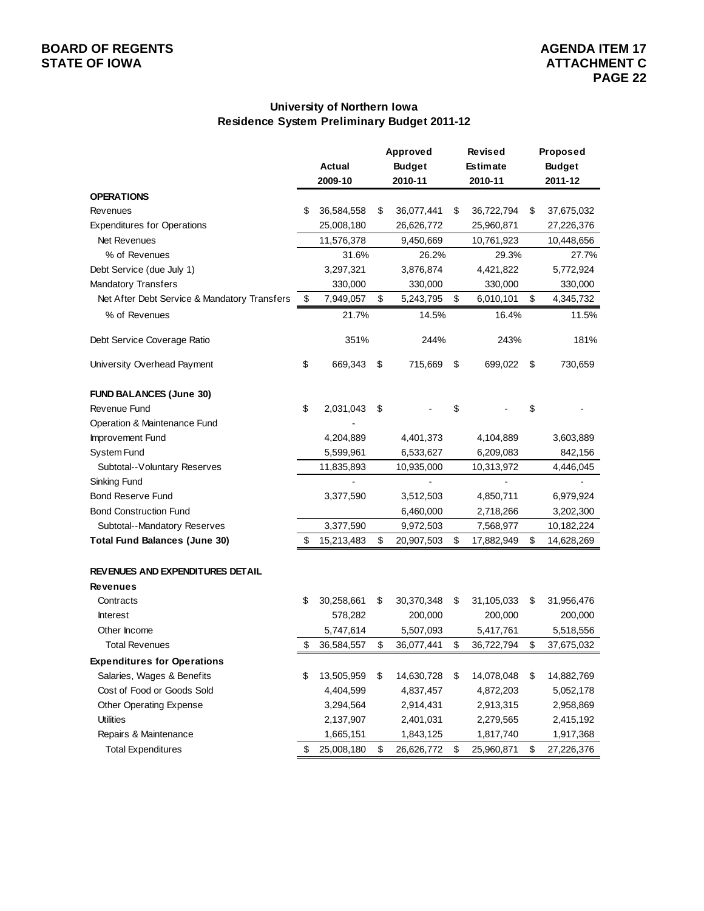BOARD OF REGENTS
STATE OF IOWA

AGENDA ITEM 17
ATTACHMENT C

## University of Northern Iowa
## Residence System Preliminary Budget 2011-12

| | Actual 2009-10 | Approved Budget 2010-11 | Revised Estimate 2010-11 | Proposed Budget 2011-12 |
|---|---|---|---|---|
| **OPERATIONS** | | | | |
| Revenues | $ 36,584,558 | $ 36,077,441 | $ 36,722,794 | $ 37,675,032 |
| Expenditures for Operations | 25,008,180 | 26,626,772 | 25,960,871 | 27,226,376 |
| Net Revenues | 11,576,378 | 9,450,669 | 10,761,923 | 10,448,656 |
| % of Revenues | 31.6% | 26.2% | 29.3% | 27.7% |
| Debt Service (due July 1) | 3,297,321 | 3,876,874 | 4,421,822 | 5,772,924 |
| Mandatory Transfers | 330,000 | 330,000 | 330,000 | 330,000 |
| Net After Debt Service & Mandatory Transfers | $ 7,949,057 | $ 5,243,795 | $ 6,010,101 | $ 4,345,732 |
| % of Revenues | 21.7% | 14.5% | 16.4% | 11.5% |
| Debt Service Coverage Ratio | 351% | 244% | 243% | 181% |
| University Overhead Payment | $ 669,343 | $ 715,669 | $ 699,022 | $ 730,659 |
| **FUND BALANCES (June 30)** | | | | |
| Revenue Fund | $ 2,031,043 | $ - | $ - | $ - |
| Operation & Maintenance Fund | - | | | |
| Improvement Fund | 4,204,889 | 4,401,373 | 4,104,889 | 3,603,889 |
| System Fund | 5,599,961 | 6,533,627 | 6,209,083 | 842,156 |
| Subtotal--Voluntary Reserves | 11,835,893 | 10,935,000 | 10,313,972 | 4,446,045 |
| Sinking Fund | - | - | - | - |
| Bond Reserve Fund | 3,377,590 | 3,512,503 | 4,850,711 | 6,979,924 |
| Bond Construction Fund | | 6,460,000 | 2,718,266 | 3,202,300 |
| Subtotal--Mandatory Reserves | 3,377,590 | 9,972,503 | 7,568,977 | 10,182,224 |
| **Total Fund Balances (June 30)** | $ 15,213,483 | $ 20,907,503 | $ 17,882,949 | $ 14,628,269 |
| **REVENUES AND EXPENDITURES DETAIL** | | | | |
| **Revenues** | | | | |
| Contracts | $ 30,258,661 | $ 30,370,348 | $ 31,105,033 | $ 31,956,476 |
| Interest | 578,282 | 200,000 | 200,000 | 200,000 |
| Other Income | 5,747,614 | 5,507,093 | 5,417,761 | 5,518,556 |
| Total Revenues | $ 36,584,557 | $ 36,077,441 | $ 36,722,794 | $ 37,675,032 |
| **Expenditures for Operations** | | | | |
| Salaries, Wages & Benefits | $ 13,505,959 | $ 14,630,728 | $ 14,078,048 | $ 14,882,769 |
| Cost of Food or Goods Sold | 4,404,599 | 4,837,457 | 4,872,203 | 5,052,178 |
| Other Operating Expense | 3,294,564 | 2,914,431 | 2,913,315 | 2,958,869 |
| Utilities | 2,137,907 | 2,401,031 | 2,279,565 | 2,415,192 |
| Repairs & Maintenance | 1,665,151 | 1,843,125 | 1,817,740 | 1,917,368 |
| Total Expenditures | $ 25,008,180 | $ 26,626,772 | $ 25,960,871 | $ 27,226,376 |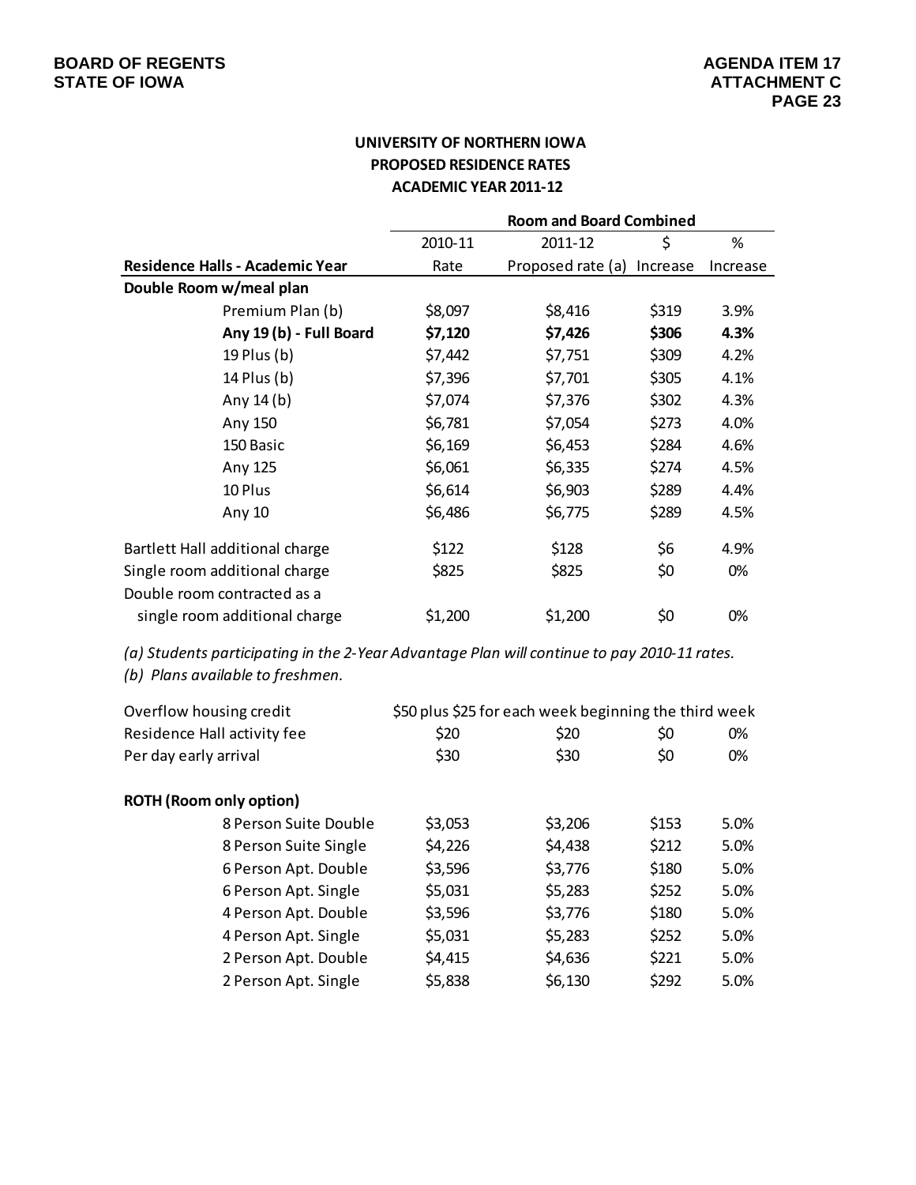BOARD OF REGENTS
STATE OF IOWA

AGENDA ITEM 17
ATTACHMENT C

## UNIVERSITY OF NORTHERN IOWA
## PROPOSED RESIDENCE RATES
## ACADEMIC YEAR 2011-12

| | Room and Board Combined | | | |
|---|---|---|---|---|
| **Residence Halls - Academic Year** | 2010-11 Rate | 2011-12 Proposed rate (a) | $ Increase | % Increase |
| **Double Room w/meal plan** | | | | |
| Premium Plan (b) | $8,097 | $8,416 | $319 | 3.9% |
| **Any 19 (b) - Full Board** | **$7,120** | **$7,426** | **$306** | **4.3%** |
| 19 Plus (b) | $7,442 | $7,751 | $309 | 4.2% |
| 14 Plus (b) | $7,396 | $7,701 | $305 | 4.1% |
| Any 14 (b) | $7,074 | $7,376 | $302 | 4.3% |
| Any 150 | $6,781 | $7,054 | $273 | 4.0% |
| 150 Basic | $6,169 | $6,453 | $284 | 4.6% |
| Any 125 | $6,061 | $6,335 | $274 | 4.5% |
| 10 Plus | $6,614 | $6,903 | $289 | 4.4% |
| Any 10 | $6,486 | $6,775 | $289 | 4.5% |
| Bartlett Hall additional charge | $122 | $128 | $6 | 4.9% |
| Single room additional charge | $825 | $825 | $0 | 0% |
| Double room contracted as a single room additional charge | $1,200 | $1,200 | $0 | 0% |

*(a) Students participating in the 2-Year Advantage Plan will continue to pay 2010-11 rates.*
*(b) Plans available to freshmen.*

| | | | | |
|---|---|---|---|---|
| Overflow housing credit | $50 plus $25 for each week beginning the third week | | | |
| Residence Hall activity fee | $20 | $20 | $0 | 0% |
| Per day early arrival | $30 | $30 | $0 | 0% |
| **ROTH (Room only option)** | | | | |
| 8 Person Suite Double | $3,053 | $3,206 | $153 | 5.0% |
| 8 Person Suite Single | $4,226 | $4,438 | $212 | 5.0% |
| 6 Person Apt. Double | $3,596 | $3,776 | $180 | 5.0% |
| 6 Person Apt. Single | $5,031 | $5,283 | $252 | 5.0% |
| 4 Person Apt. Double | $3,596 | $3,776 | $180 | 5.0% |
| 4 Person Apt. Single | $5,031 | $5,283 | $252 | 5.0% |
| 2 Person Apt. Double | $4,415 | $4,636 | $221 | 5.0% |
| 2 Person Apt. Single | $5,838 | $6,130 | $292 | 5.0% |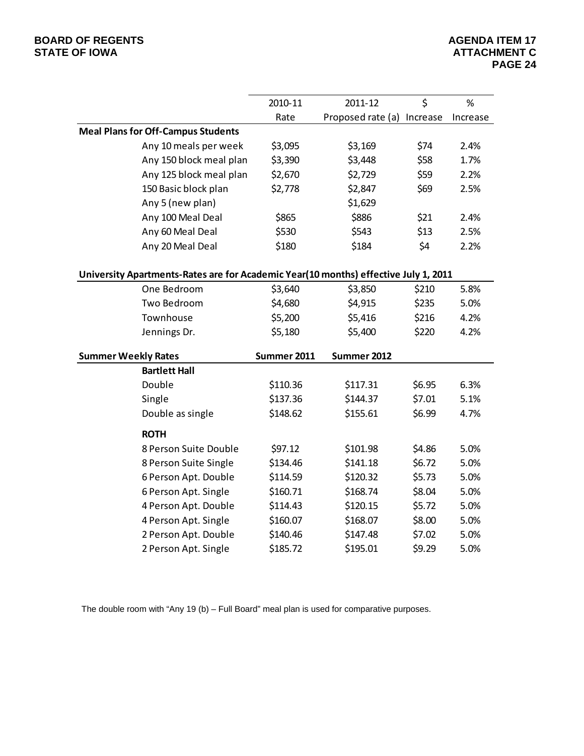| | 2010-11 Rate | 2011-12 Proposed rate (a) | $ Increase | % Increase |
|---|---|---|---|---|
| **Meal Plans for Off-Campus Students** | | | | |
| Any 10 meals per week | $3,095 | $3,169 | $74 | 2.4% |
| Any 150 block meal plan | $3,390 | $3,448 | $58 | 1.7% |
| Any 125 block meal plan | $2,670 | $2,729 | $59 | 2.2% |
| 150 Basic block plan | $2,778 | $2,847 | $69 | 2.5% |
| Any 5 (new plan) | | $1,629 | | |
| Any 100 Meal Deal | $865 | $886 | $21 | 2.4% |
| Any 60 Meal Deal | $530 | $543 | $13 | 2.5% |
| Any 20 Meal Deal | $180 | $184 | $4 | 2.2% |
| **University Apartments-Rates are for Academic Year(10 months) effective July 1, 2011** | | | | |
| One Bedroom | $3,640 | $3,850 | $210 | 5.8% |
| Two Bedroom | $4,680 | $4,915 | $235 | 5.0% |
| Townhouse | $5,200 | $5,416 | $216 | 4.2% |
| Jennings Dr. | $5,180 | $5,400 | $220 | 4.2% |
| **Summer Weekly Rates** | **Summer 2011** | **Summer 2012** | | |
| **Bartlett Hall** | | | | |
| Double | $110.36 | $117.31 | $6.95 | 6.3% |
| Single | $137.36 | $144.37 | $7.01 | 5.1% |
| Double as single | $148.62 | $155.61 | $6.99 | 4.7% |
| **ROTH** | | | | |
| 8 Person Suite Double | $97.12 | $101.98 | $4.86 | 5.0% |
| 8 Person Suite Single | $134.46 | $141.18 | $6.72 | 5.0% |
| 6 Person Apt. Double | $114.59 | $120.32 | $5.73 | 5.0% |
| 6 Person Apt. Single | $160.71 | $168.74 | $8.04 | 5.0% |
| 4 Person Apt. Double | $114.43 | $120.15 | $5.72 | 5.0% |
| 4 Person Apt. Single | $160.07 | $168.07 | $8.00 | 5.0% |
| 2 Person Apt. Double | $140.46 | $147.48 | $7.02 | 5.0% |
| 2 Person Apt. Single | $185.72 | $195.01 | $9.29 | 5.0% |

The double room with "Any 19 (b) – Full Board" meal plan is used for comparative purposes.